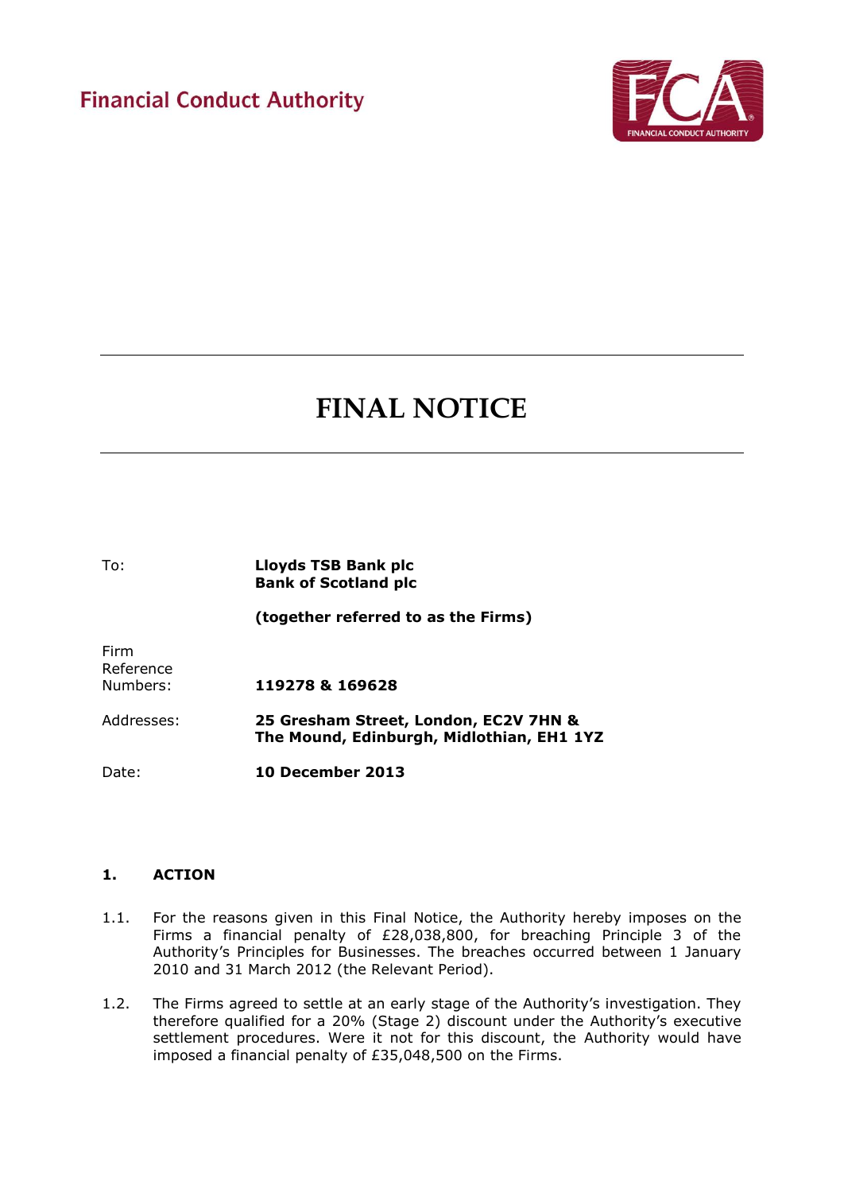Financial Conduct Authority

# FINAL NOTICE

| | |
|---|---|
| To: | **Lloyds TSB Bank plc**<br>**Bank of Scotland plc**<br><br>**(together referred to as the Firms)** |
| Firm Reference Numbers: | **119278 & 169628** |
| Addresses: | **25 Gresham Street, London, EC2V 7HN &**<br>**The Mound, Edinburgh, Midlothian, EH1 1YZ** |
| Date: | **10 December 2013** |

## 1. ACTION

1.1. For the reasons given in this Final Notice, the Authority hereby imposes on the Firms a financial penalty of £28,038,800, for breaching Principle 3 of the Authority's Principles for Businesses. The breaches occurred between 1 January 2010 and 31 March 2012 (the Relevant Period).

1.2. The Firms agreed to settle at an early stage of the Authority's investigation. They therefore qualified for a 20% (Stage 2) discount under the Authority's executive settlement procedures. Were it not for this discount, the Authority would have imposed a financial penalty of £35,048,500 on the Firms.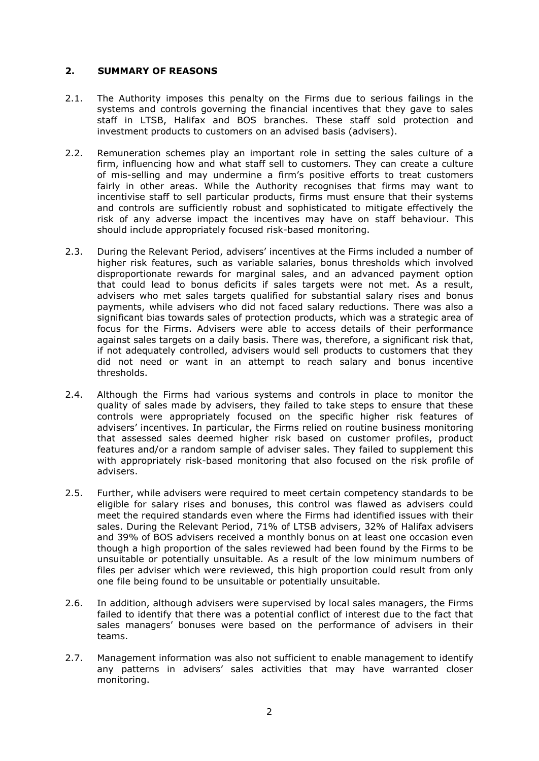## 2. SUMMARY OF REASONS

2.1. The Authority imposes this penalty on the Firms due to serious failings in the systems and controls governing the financial incentives that they gave to sales staff in LTSB, Halifax and BOS branches. These staff sold protection and investment products to customers on an advised basis (advisers).

2.2. Remuneration schemes play an important role in setting the sales culture of a firm, influencing how and what staff sell to customers. They can create a culture of mis-selling and may undermine a firm's positive efforts to treat customers fairly in other areas. While the Authority recognises that firms may want to incentivise staff to sell particular products, firms must ensure that their systems and controls are sufficiently robust and sophisticated to mitigate effectively the risk of any adverse impact the incentives may have on staff behaviour. This should include appropriately focused risk-based monitoring.

2.3. During the Relevant Period, advisers' incentives at the Firms included a number of higher risk features, such as variable salaries, bonus thresholds which involved disproportionate rewards for marginal sales, and an advanced payment option that could lead to bonus deficits if sales targets were not met. As a result, advisers who met sales targets qualified for substantial salary rises and bonus payments, while advisers who did not faced salary reductions. There was also a significant bias towards sales of protection products, which was a strategic area of focus for the Firms. Advisers were able to access details of their performance against sales targets on a daily basis. There was, therefore, a significant risk that, if not adequately controlled, advisers would sell products to customers that they did not need or want in an attempt to reach salary and bonus incentive thresholds.

2.4. Although the Firms had various systems and controls in place to monitor the quality of sales made by advisers, they failed to take steps to ensure that these controls were appropriately focused on the specific higher risk features of advisers' incentives. In particular, the Firms relied on routine business monitoring that assessed sales deemed higher risk based on customer profiles, product features and/or a random sample of adviser sales. They failed to supplement this with appropriately risk-based monitoring that also focused on the risk profile of advisers.

2.5. Further, while advisers were required to meet certain competency standards to be eligible for salary rises and bonuses, this control was flawed as advisers could meet the required standards even where the Firms had identified issues with their sales. During the Relevant Period, 71% of LTSB advisers, 32% of Halifax advisers and 39% of BOS advisers received a monthly bonus on at least one occasion even though a high proportion of the sales reviewed had been found by the Firms to be unsuitable or potentially unsuitable. As a result of the low minimum numbers of files per adviser which were reviewed, this high proportion could result from only one file being found to be unsuitable or potentially unsuitable.

2.6. In addition, although advisers were supervised by local sales managers, the Firms failed to identify that there was a potential conflict of interest due to the fact that sales managers' bonuses were based on the performance of advisers in their teams.

2.7. Management information was also not sufficient to enable management to identify any patterns in advisers' sales activities that may have warranted closer monitoring.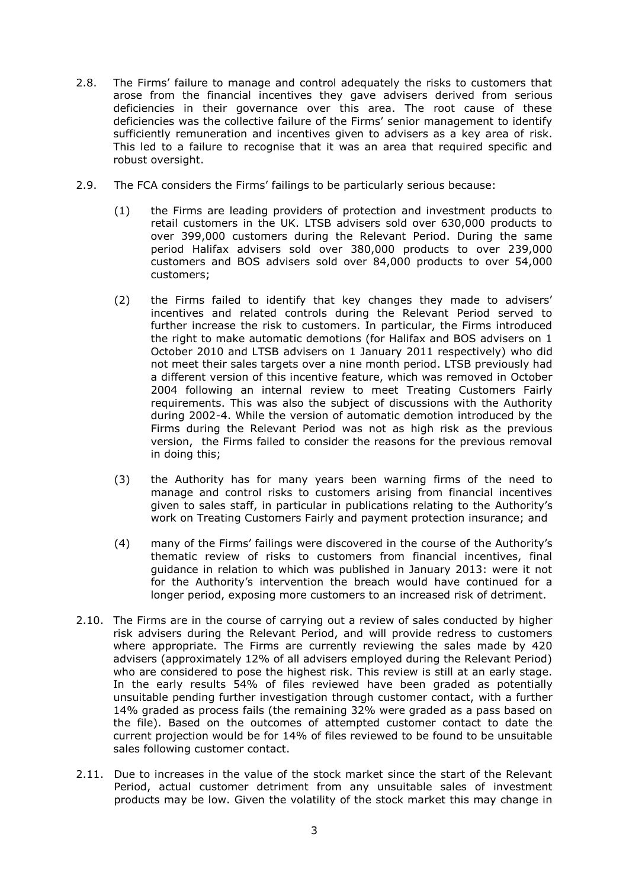2.8. The Firms' failure to manage and control adequately the risks to customers that arose from the financial incentives they gave advisers derived from serious deficiencies in their governance over this area. The root cause of these deficiencies was the collective failure of the Firms' senior management to identify sufficiently remuneration and incentives given to advisers as a key area of risk. This led to a failure to recognise that it was an area that required specific and robust oversight.

2.9. The FCA considers the Firms' failings to be particularly serious because:

(1) the Firms are leading providers of protection and investment products to retail customers in the UK. LTSB advisers sold over 630,000 products to over 399,000 customers during the Relevant Period. During the same period Halifax advisers sold over 380,000 products to over 239,000 customers and BOS advisers sold over 84,000 products to over 54,000 customers;

(2) the Firms failed to identify that key changes they made to advisers' incentives and related controls during the Relevant Period served to further increase the risk to customers. In particular, the Firms introduced the right to make automatic demotions (for Halifax and BOS advisers on 1 October 2010 and LTSB advisers on 1 January 2011 respectively) who did not meet their sales targets over a nine month period. LTSB previously had a different version of this incentive feature, which was removed in October 2004 following an internal review to meet Treating Customers Fairly requirements. This was also the subject of discussions with the Authority during 2002-4. While the version of automatic demotion introduced by the Firms during the Relevant Period was not as high risk as the previous version, the Firms failed to consider the reasons for the previous removal in doing this;

(3) the Authority has for many years been warning firms of the need to manage and control risks to customers arising from financial incentives given to sales staff, in particular in publications relating to the Authority's work on Treating Customers Fairly and payment protection insurance; and

(4) many of the Firms' failings were discovered in the course of the Authority's thematic review of risks to customers from financial incentives, final guidance in relation to which was published in January 2013: were it not for the Authority's intervention the breach would have continued for a longer period, exposing more customers to an increased risk of detriment.

2.10. The Firms are in the course of carrying out a review of sales conducted by higher risk advisers during the Relevant Period, and will provide redress to customers where appropriate. The Firms are currently reviewing the sales made by 420 advisers (approximately 12% of all advisers employed during the Relevant Period) who are considered to pose the highest risk. This review is still at an early stage. In the early results 54% of files reviewed have been graded as potentially unsuitable pending further investigation through customer contact, with a further 14% graded as process fails (the remaining 32% were graded as a pass based on the file). Based on the outcomes of attempted customer contact to date the current projection would be for 14% of files reviewed to be found to be unsuitable sales following customer contact.

2.11. Due to increases in the value of the stock market since the start of the Relevant Period, actual customer detriment from any unsuitable sales of investment products may be low. Given the volatility of the stock market this may change in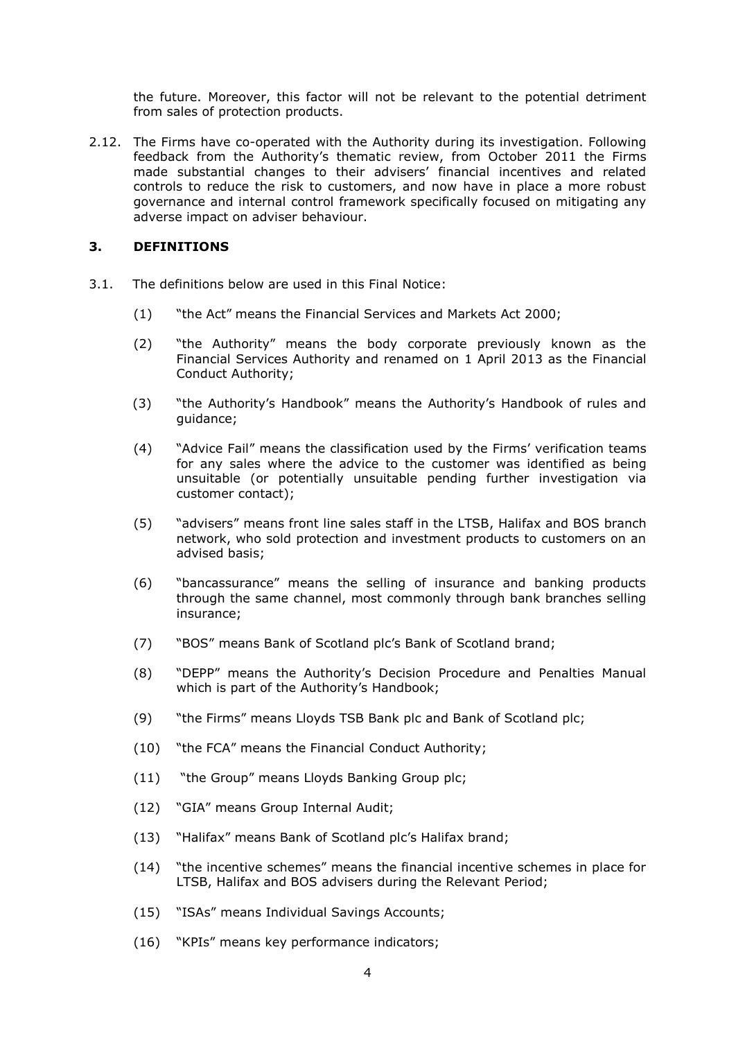the future. Moreover, this factor will not be relevant to the potential detriment from sales of protection products.

2.12. The Firms have co-operated with the Authority during its investigation. Following feedback from the Authority's thematic review, from October 2011 the Firms made substantial changes to their advisers' financial incentives and related controls to reduce the risk to customers, and now have in place a more robust governance and internal control framework specifically focused on mitigating any adverse impact on adviser behaviour.

## 3. DEFINITIONS

3.1. The definitions below are used in this Final Notice:

(1) "the Act" means the Financial Services and Markets Act 2000;

(2) "the Authority" means the body corporate previously known as the Financial Services Authority and renamed on 1 April 2013 as the Financial Conduct Authority;

(3) "the Authority's Handbook" means the Authority's Handbook of rules and guidance;

(4) "Advice Fail" means the classification used by the Firms' verification teams for any sales where the advice to the customer was identified as being unsuitable (or potentially unsuitable pending further investigation via customer contact);

(5) "advisers" means front line sales staff in the LTSB, Halifax and BOS branch network, who sold protection and investment products to customers on an advised basis;

(6) "bancassurance" means the selling of insurance and banking products through the same channel, most commonly through bank branches selling insurance;

(7) "BOS" means Bank of Scotland plc's Bank of Scotland brand;

(8) "DEPP" means the Authority's Decision Procedure and Penalties Manual which is part of the Authority's Handbook;

(9) "the Firms" means Lloyds TSB Bank plc and Bank of Scotland plc;

(10) "the FCA" means the Financial Conduct Authority;

(11) "the Group" means Lloyds Banking Group plc;

(12) "GIA" means Group Internal Audit;

(13) "Halifax" means Bank of Scotland plc's Halifax brand;

(14) "the incentive schemes" means the financial incentive schemes in place for LTSB, Halifax and BOS advisers during the Relevant Period;

(15) "ISAs" means Individual Savings Accounts;

(16) "KPIs" means key performance indicators;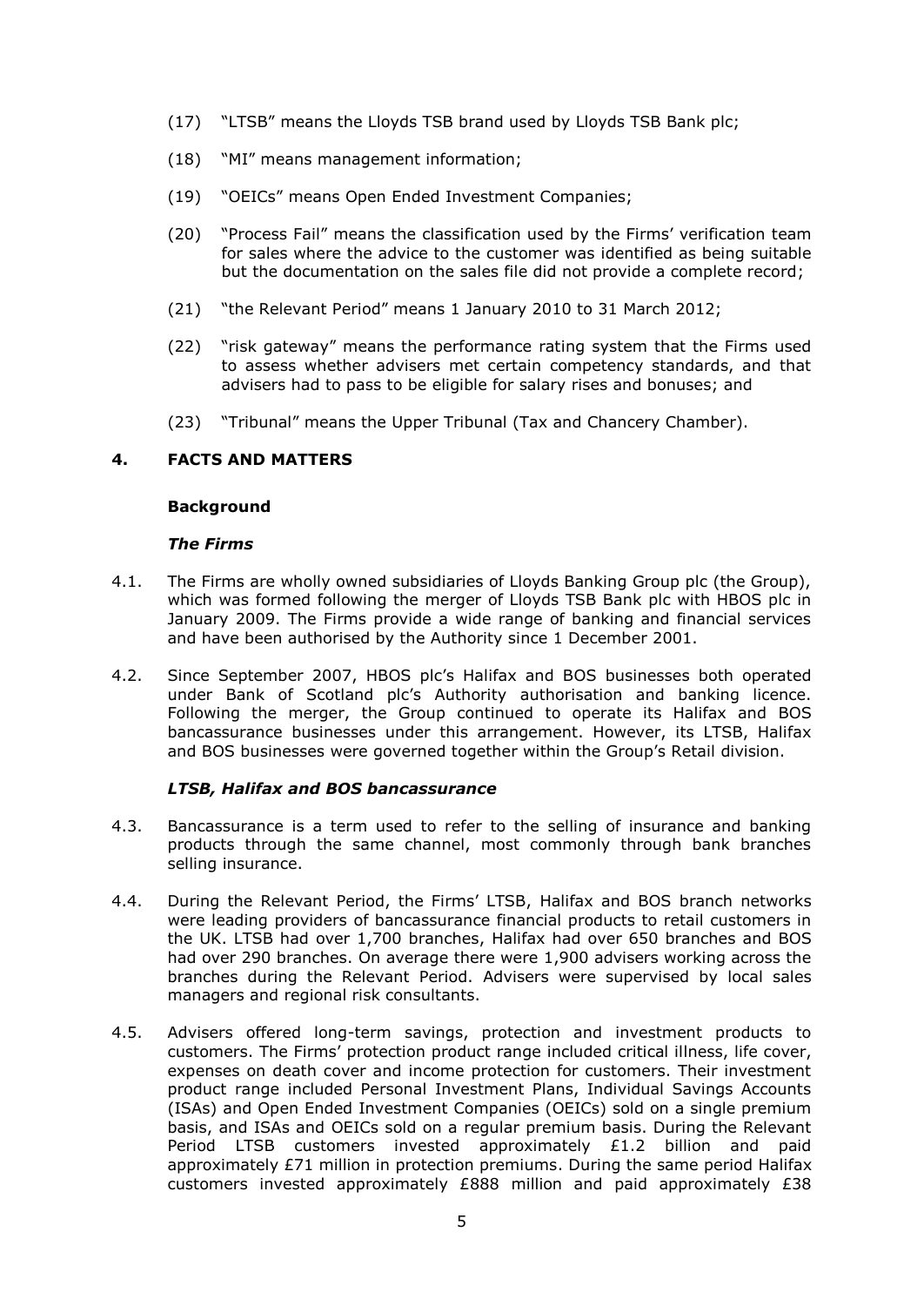(17) "LTSB" means the Lloyds TSB brand used by Lloyds TSB Bank plc;

(18) "MI" means management information;

(19) "OEICs" means Open Ended Investment Companies;

(20) "Process Fail" means the classification used by the Firms' verification team for sales where the advice to the customer was identified as being suitable but the documentation on the sales file did not provide a complete record;

(21) "the Relevant Period" means 1 January 2010 to 31 March 2012;

(22) "risk gateway" means the performance rating system that the Firms used to assess whether advisers met certain competency standards, and that advisers had to pass to be eligible for salary rises and bonuses; and

(23) "Tribunal" means the Upper Tribunal (Tax and Chancery Chamber).

## 4. FACTS AND MATTERS

### Background

#### *The Firms*

4.1. The Firms are wholly owned subsidiaries of Lloyds Banking Group plc (the Group), which was formed following the merger of Lloyds TSB Bank plc with HBOS plc in January 2009. The Firms provide a wide range of banking and financial services and have been authorised by the Authority since 1 December 2001.

4.2. Since September 2007, HBOS plc's Halifax and BOS businesses both operated under Bank of Scotland plc's Authority authorisation and banking licence. Following the merger, the Group continued to operate its Halifax and BOS bancassurance businesses under this arrangement. However, its LTSB, Halifax and BOS businesses were governed together within the Group's Retail division.

#### *LTSB, Halifax and BOS bancassurance*

4.3. Bancassurance is a term used to refer to the selling of insurance and banking products through the same channel, most commonly through bank branches selling insurance.

4.4. During the Relevant Period, the Firms' LTSB, Halifax and BOS branch networks were leading providers of bancassurance financial products to retail customers in the UK. LTSB had over 1,700 branches, Halifax had over 650 branches and BOS had over 290 branches. On average there were 1,900 advisers working across the branches during the Relevant Period. Advisers were supervised by local sales managers and regional risk consultants.

4.5. Advisers offered long-term savings, protection and investment products to customers. The Firms' protection product range included critical illness, life cover, expenses on death cover and income protection for customers. Their investment product range included Personal Investment Plans, Individual Savings Accounts (ISAs) and Open Ended Investment Companies (OEICs) sold on a single premium basis, and ISAs and OEICs sold on a regular premium basis. During the Relevant Period LTSB customers invested approximately £1.2 billion and paid approximately £71 million in protection premiums. During the same period Halifax customers invested approximately £888 million and paid approximately £38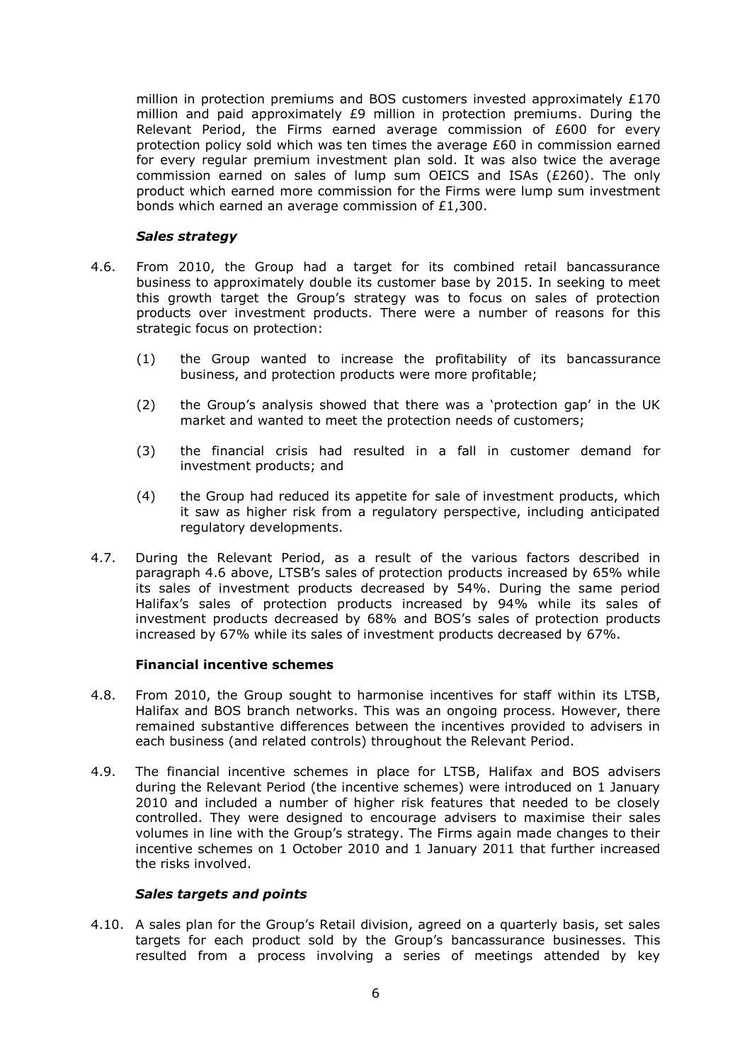million in protection premiums and BOS customers invested approximately £170 million and paid approximately £9 million in protection premiums. During the Relevant Period, the Firms earned average commission of £600 for every protection policy sold which was ten times the average £60 in commission earned for every regular premium investment plan sold. It was also twice the average commission earned on sales of lump sum OEICS and ISAs (£260). The only product which earned more commission for the Firms were lump sum investment bonds which earned an average commission of £1,300.

***Sales strategy***

4.6. From 2010, the Group had a target for its combined retail bancassurance business to approximately double its customer base by 2015. In seeking to meet this growth target the Group's strategy was to focus on sales of protection products over investment products. There were a number of reasons for this strategic focus on protection:

   (1) the Group wanted to increase the profitability of its bancassurance business, and protection products were more profitable;

   (2) the Group's analysis showed that there was a 'protection gap' in the UK market and wanted to meet the protection needs of customers;

   (3) the financial crisis had resulted in a fall in customer demand for investment products; and

   (4) the Group had reduced its appetite for sale of investment products, which it saw as higher risk from a regulatory perspective, including anticipated regulatory developments.

4.7. During the Relevant Period, as a result of the various factors described in paragraph 4.6 above, LTSB's sales of protection products increased by 65% while its sales of investment products decreased by 54%. During the same period Halifax's sales of protection products increased by 94% while its sales of investment products decreased by 68% and BOS's sales of protection products increased by 67% while its sales of investment products decreased by 67%.

**Financial incentive schemes**

4.8. From 2010, the Group sought to harmonise incentives for staff within its LTSB, Halifax and BOS branch networks. This was an ongoing process. However, there remained substantive differences between the incentives provided to advisers in each business (and related controls) throughout the Relevant Period.

4.9. The financial incentive schemes in place for LTSB, Halifax and BOS advisers during the Relevant Period (the incentive schemes) were introduced on 1 January 2010 and included a number of higher risk features that needed to be closely controlled. They were designed to encourage advisers to maximise their sales volumes in line with the Group's strategy. The Firms again made changes to their incentive schemes on 1 October 2010 and 1 January 2011 that further increased the risks involved.

***Sales targets and points***

4.10. A sales plan for the Group's Retail division, agreed on a quarterly basis, set sales targets for each product sold by the Group's bancassurance businesses. This resulted from a process involving a series of meetings attended by key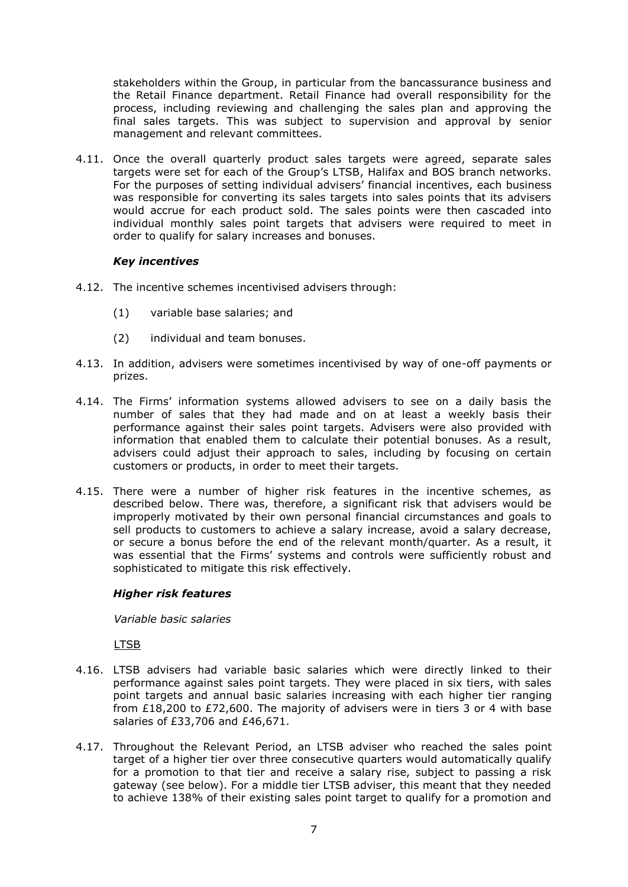stakeholders within the Group, in particular from the bancassurance business and the Retail Finance department. Retail Finance had overall responsibility for the process, including reviewing and challenging the sales plan and approving the final sales targets. This was subject to supervision and approval by senior management and relevant committees.

4.11. Once the overall quarterly product sales targets were agreed, separate sales targets were set for each of the Group's LTSB, Halifax and BOS branch networks. For the purposes of setting individual advisers' financial incentives, each business was responsible for converting its sales targets into sales points that its advisers would accrue for each product sold. The sales points were then cascaded into individual monthly sales point targets that advisers were required to meet in order to qualify for salary increases and bonuses.

### *Key incentives*

4.12. The incentive schemes incentivised advisers through:

(1) variable base salaries; and

(2) individual and team bonuses.

4.13. In addition, advisers were sometimes incentivised by way of one-off payments or prizes.

4.14. The Firms' information systems allowed advisers to see on a daily basis the number of sales that they had made and on at least a weekly basis their performance against their sales point targets. Advisers were also provided with information that enabled them to calculate their potential bonuses. As a result, advisers could adjust their approach to sales, including by focusing on certain customers or products, in order to meet their targets.

4.15. There were a number of higher risk features in the incentive schemes, as described below. There was, therefore, a significant risk that advisers would be improperly motivated by their own personal financial circumstances and goals to sell products to customers to achieve a salary increase, avoid a salary decrease, or secure a bonus before the end of the relevant month/quarter. As a result, it was essential that the Firms' systems and controls were sufficiently robust and sophisticated to mitigate this risk effectively.

### *Higher risk features*

*Variable basic salaries*

<u>LTSB</u>

4.16. LTSB advisers had variable basic salaries which were directly linked to their performance against sales point targets. They were placed in six tiers, with sales point targets and annual basic salaries increasing with each higher tier ranging from £18,200 to £72,600. The majority of advisers were in tiers 3 or 4 with base salaries of £33,706 and £46,671.

4.17. Throughout the Relevant Period, an LTSB adviser who reached the sales point target of a higher tier over three consecutive quarters would automatically qualify for a promotion to that tier and receive a salary rise, subject to passing a risk gateway (see below). For a middle tier LTSB adviser, this meant that they needed to achieve 138% of their existing sales point target to qualify for a promotion and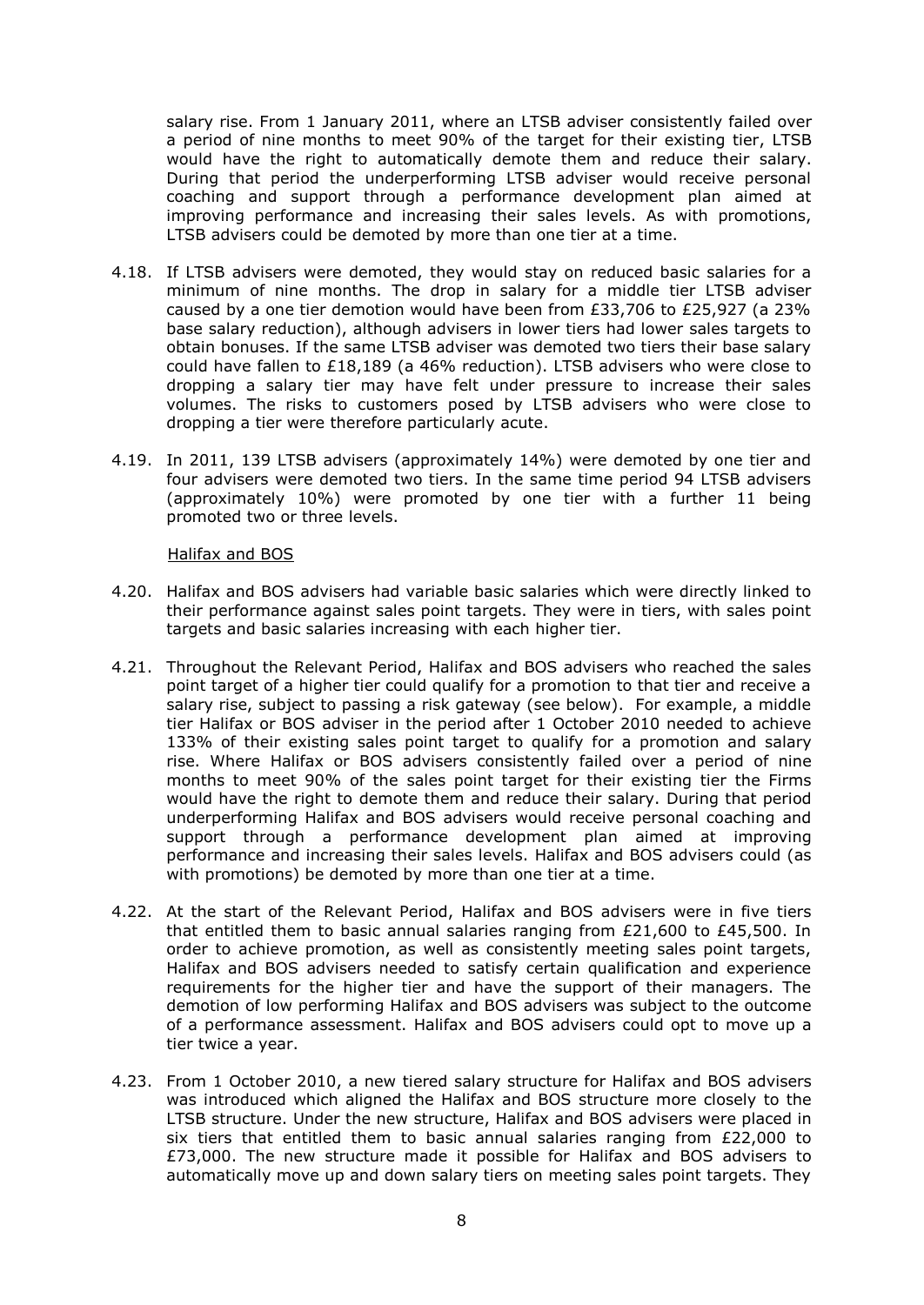salary rise. From 1 January 2011, where an LTSB adviser consistently failed over a period of nine months to meet 90% of the target for their existing tier, LTSB would have the right to automatically demote them and reduce their salary. During that period the underperforming LTSB adviser would receive personal coaching and support through a performance development plan aimed at improving performance and increasing their sales levels. As with promotions, LTSB advisers could be demoted by more than one tier at a time.

4.18. If LTSB advisers were demoted, they would stay on reduced basic salaries for a minimum of nine months. The drop in salary for a middle tier LTSB adviser caused by a one tier demotion would have been from £33,706 to £25,927 (a 23% base salary reduction), although advisers in lower tiers had lower sales targets to obtain bonuses. If the same LTSB adviser was demoted two tiers their base salary could have fallen to £18,189 (a 46% reduction). LTSB advisers who were close to dropping a salary tier may have felt under pressure to increase their sales volumes. The risks to customers posed by LTSB advisers who were close to dropping a tier were therefore particularly acute.

4.19. In 2011, 139 LTSB advisers (approximately 14%) were demoted by one tier and four advisers were demoted two tiers. In the same time period 94 LTSB advisers (approximately 10%) were promoted by one tier with a further 11 being promoted two or three levels.

Halifax and BOS

4.20. Halifax and BOS advisers had variable basic salaries which were directly linked to their performance against sales point targets. They were in tiers, with sales point targets and basic salaries increasing with each higher tier.

4.21. Throughout the Relevant Period, Halifax and BOS advisers who reached the sales point target of a higher tier could qualify for a promotion to that tier and receive a salary rise, subject to passing a risk gateway (see below). For example, a middle tier Halifax or BOS adviser in the period after 1 October 2010 needed to achieve 133% of their existing sales point target to qualify for a promotion and salary rise. Where Halifax or BOS advisers consistently failed over a period of nine months to meet 90% of the sales point target for their existing tier the Firms would have the right to demote them and reduce their salary. During that period underperforming Halifax and BOS advisers would receive personal coaching and support through a performance development plan aimed at improving performance and increasing their sales levels. Halifax and BOS advisers could (as with promotions) be demoted by more than one tier at a time.

4.22. At the start of the Relevant Period, Halifax and BOS advisers were in five tiers that entitled them to basic annual salaries ranging from £21,600 to £45,500. In order to achieve promotion, as well as consistently meeting sales point targets, Halifax and BOS advisers needed to satisfy certain qualification and experience requirements for the higher tier and have the support of their managers. The demotion of low performing Halifax and BOS advisers was subject to the outcome of a performance assessment. Halifax and BOS advisers could opt to move up a tier twice a year.

4.23. From 1 October 2010, a new tiered salary structure for Halifax and BOS advisers was introduced which aligned the Halifax and BOS structure more closely to the LTSB structure. Under the new structure, Halifax and BOS advisers were placed in six tiers that entitled them to basic annual salaries ranging from £22,000 to £73,000. The new structure made it possible for Halifax and BOS advisers to automatically move up and down salary tiers on meeting sales point targets. They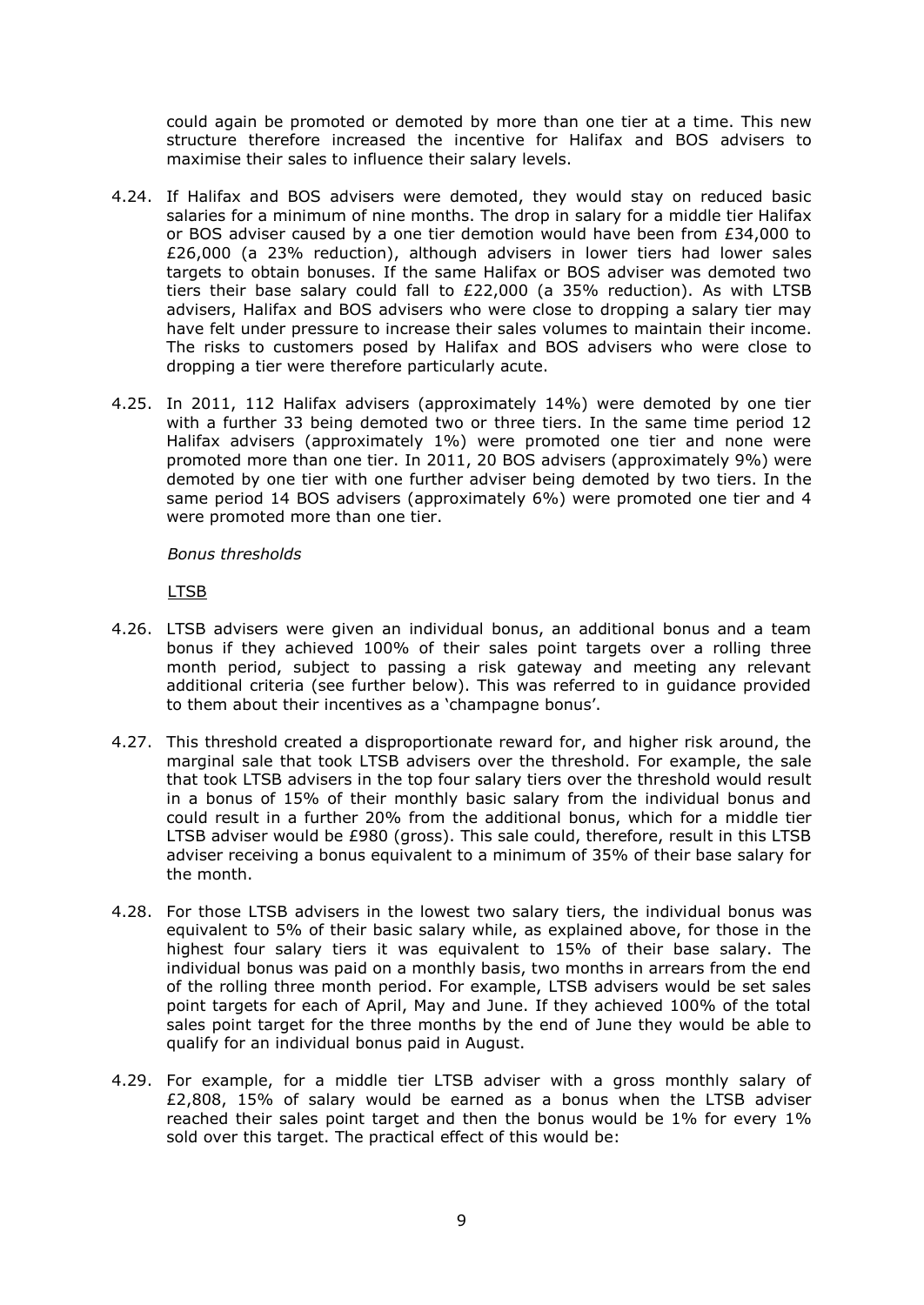could again be promoted or demoted by more than one tier at a time. This new structure therefore increased the incentive for Halifax and BOS advisers to maximise their sales to influence their salary levels.

4.24. If Halifax and BOS advisers were demoted, they would stay on reduced basic salaries for a minimum of nine months. The drop in salary for a middle tier Halifax or BOS adviser caused by a one tier demotion would have been from £34,000 to £26,000 (a 23% reduction), although advisers in lower tiers had lower sales targets to obtain bonuses. If the same Halifax or BOS adviser was demoted two tiers their base salary could fall to £22,000 (a 35% reduction). As with LTSB advisers, Halifax and BOS advisers who were close to dropping a salary tier may have felt under pressure to increase their sales volumes to maintain their income. The risks to customers posed by Halifax and BOS advisers who were close to dropping a tier were therefore particularly acute.

4.25. In 2011, 112 Halifax advisers (approximately 14%) were demoted by one tier with a further 33 being demoted two or three tiers. In the same time period 12 Halifax advisers (approximately 1%) were promoted one tier and none were promoted more than one tier. In 2011, 20 BOS advisers (approximately 9%) were demoted by one tier with one further adviser being demoted by two tiers. In the same period 14 BOS advisers (approximately 6%) were promoted one tier and 4 were promoted more than one tier.

*Bonus thresholds*

<u>LTSB</u>

4.26. LTSB advisers were given an individual bonus, an additional bonus and a team bonus if they achieved 100% of their sales point targets over a rolling three month period, subject to passing a risk gateway and meeting any relevant additional criteria (see further below). This was referred to in guidance provided to them about their incentives as a 'champagne bonus'.

4.27. This threshold created a disproportionate reward for, and higher risk around, the marginal sale that took LTSB advisers over the threshold. For example, the sale that took LTSB advisers in the top four salary tiers over the threshold would result in a bonus of 15% of their monthly basic salary from the individual bonus and could result in a further 20% from the additional bonus, which for a middle tier LTSB adviser would be £980 (gross). This sale could, therefore, result in this LTSB adviser receiving a bonus equivalent to a minimum of 35% of their base salary for the month.

4.28. For those LTSB advisers in the lowest two salary tiers, the individual bonus was equivalent to 5% of their basic salary while, as explained above, for those in the highest four salary tiers it was equivalent to 15% of their base salary. The individual bonus was paid on a monthly basis, two months in arrears from the end of the rolling three month period. For example, LTSB advisers would be set sales point targets for each of April, May and June. If they achieved 100% of the total sales point target for the three months by the end of June they would be able to qualify for an individual bonus paid in August.

4.29. For example, for a middle tier LTSB adviser with a gross monthly salary of £2,808, 15% of salary would be earned as a bonus when the LTSB adviser reached their sales point target and then the bonus would be 1% for every 1% sold over this target. The practical effect of this would be: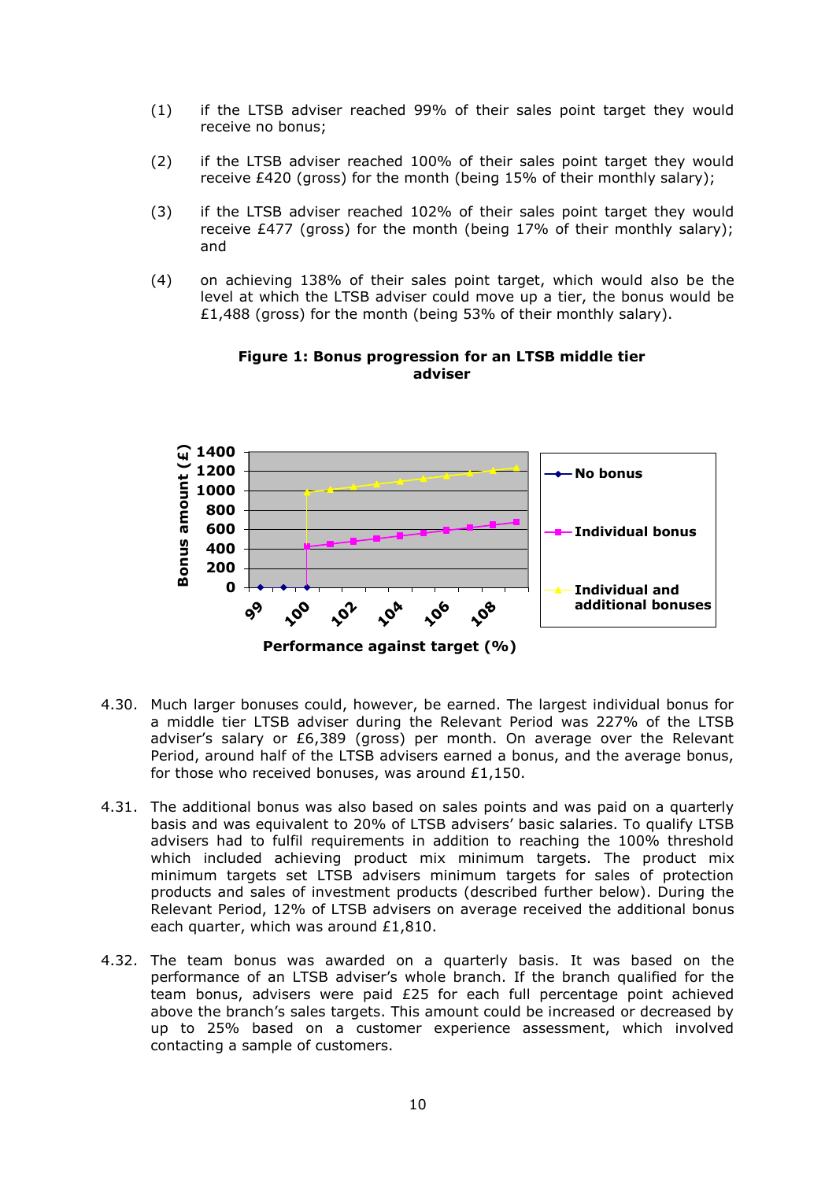(1) if the LTSB adviser reached 99% of their sales point target they would receive no bonus;

(2) if the LTSB adviser reached 100% of their sales point target they would receive £420 (gross) for the month (being 15% of their monthly salary);

(3) if the LTSB adviser reached 102% of their sales point target they would receive £477 (gross) for the month (being 17% of their monthly salary); and

(4) on achieving 138% of their sales point target, which would also be the level at which the LTSB adviser could move up a tier, the bonus would be £1,488 (gross) for the month (being 53% of their monthly salary).

**Figure 1: Bonus progression for an LTSB middle tier adviser**

4.30. Much larger bonuses could, however, be earned. The largest individual bonus for a middle tier LTSB adviser during the Relevant Period was 227% of the LTSB adviser's salary or £6,389 (gross) per month. On average over the Relevant Period, around half of the LTSB advisers earned a bonus, and the average bonus, for those who received bonuses, was around £1,150.

4.31. The additional bonus was also based on sales points and was paid on a quarterly basis and was equivalent to 20% of LTSB advisers' basic salaries. To qualify LTSB advisers had to fulfil requirements in addition to reaching the 100% threshold which included achieving product mix minimum targets. The product mix minimum targets set LTSB advisers minimum targets for sales of protection products and sales of investment products (described further below). During the Relevant Period, 12% of LTSB advisers on average received the additional bonus each quarter, which was around £1,810.

4.32. The team bonus was awarded on a quarterly basis. It was based on the performance of an LTSB adviser's whole branch. If the branch qualified for the team bonus, advisers were paid £25 for each full percentage point achieved above the branch's sales targets. This amount could be increased or decreased by up to 25% based on a customer experience assessment, which involved contacting a sample of customers.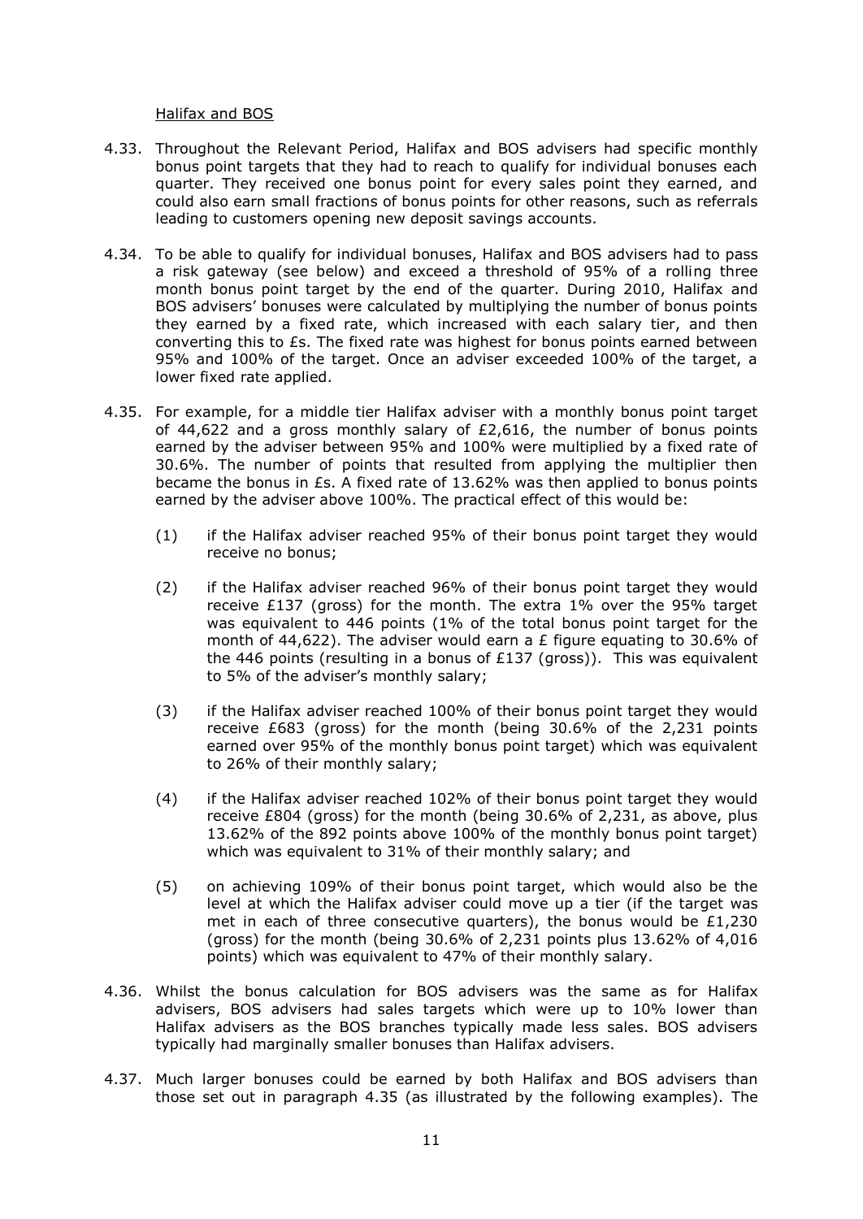Halifax and BOS

4.33. Throughout the Relevant Period, Halifax and BOS advisers had specific monthly bonus point targets that they had to reach to qualify for individual bonuses each quarter. They received one bonus point for every sales point they earned, and could also earn small fractions of bonus points for other reasons, such as referrals leading to customers opening new deposit savings accounts.

4.34. To be able to qualify for individual bonuses, Halifax and BOS advisers had to pass a risk gateway (see below) and exceed a threshold of 95% of a rolling three month bonus point target by the end of the quarter. During 2010, Halifax and BOS advisers' bonuses were calculated by multiplying the number of bonus points they earned by a fixed rate, which increased with each salary tier, and then converting this to £s. The fixed rate was highest for bonus points earned between 95% and 100% of the target. Once an adviser exceeded 100% of the target, a lower fixed rate applied.

4.35. For example, for a middle tier Halifax adviser with a monthly bonus point target of 44,622 and a gross monthly salary of £2,616, the number of bonus points earned by the adviser between 95% and 100% were multiplied by a fixed rate of 30.6%. The number of points that resulted from applying the multiplier then became the bonus in £s. A fixed rate of 13.62% was then applied to bonus points earned by the adviser above 100%. The practical effect of this would be:

   (1) if the Halifax adviser reached 95% of their bonus point target they would receive no bonus;

   (2) if the Halifax adviser reached 96% of their bonus point target they would receive £137 (gross) for the month. The extra 1% over the 95% target was equivalent to 446 points (1% of the total bonus point target for the month of 44,622). The adviser would earn a £ figure equating to 30.6% of the 446 points (resulting in a bonus of £137 (gross)). This was equivalent to 5% of the adviser's monthly salary;

   (3) if the Halifax adviser reached 100% of their bonus point target they would receive £683 (gross) for the month (being 30.6% of the 2,231 points earned over 95% of the monthly bonus point target) which was equivalent to 26% of their monthly salary;

   (4) if the Halifax adviser reached 102% of their bonus point target they would receive £804 (gross) for the month (being 30.6% of 2,231, as above, plus 13.62% of the 892 points above 100% of the monthly bonus point target) which was equivalent to 31% of their monthly salary; and

   (5) on achieving 109% of their bonus point target, which would also be the level at which the Halifax adviser could move up a tier (if the target was met in each of three consecutive quarters), the bonus would be £1,230 (gross) for the month (being 30.6% of 2,231 points plus 13.62% of 4,016 points) which was equivalent to 47% of their monthly salary.

4.36. Whilst the bonus calculation for BOS advisers was the same as for Halifax advisers, BOS advisers had sales targets which were up to 10% lower than Halifax advisers as the BOS branches typically made less sales. BOS advisers typically had marginally smaller bonuses than Halifax advisers.

4.37. Much larger bonuses could be earned by both Halifax and BOS advisers than those set out in paragraph 4.35 (as illustrated by the following examples). The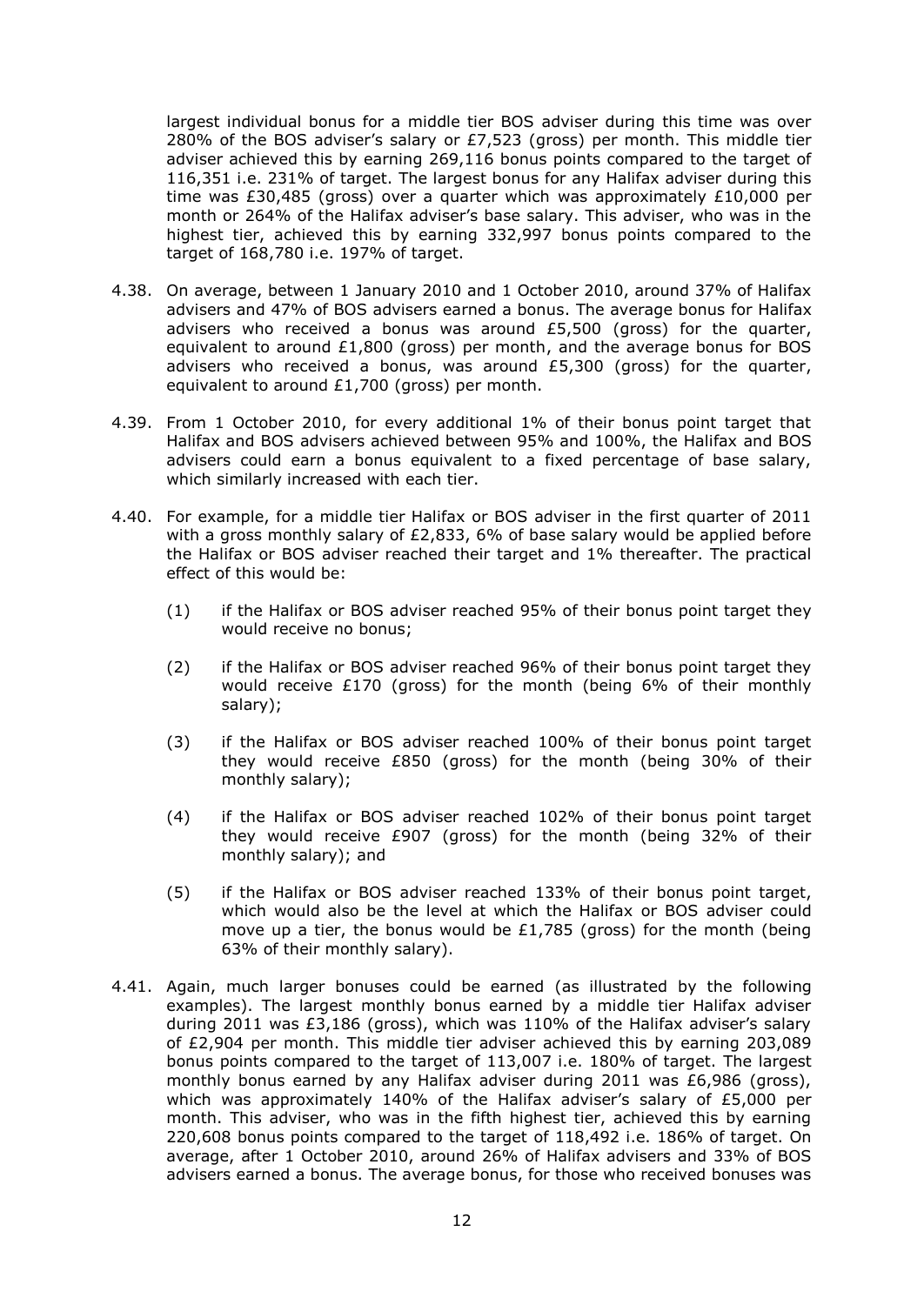largest individual bonus for a middle tier BOS adviser during this time was over 280% of the BOS adviser's salary or £7,523 (gross) per month. This middle tier adviser achieved this by earning 269,116 bonus points compared to the target of 116,351 i.e. 231% of target. The largest bonus for any Halifax adviser during this time was £30,485 (gross) over a quarter which was approximately £10,000 per month or 264% of the Halifax adviser's base salary. This adviser, who was in the highest tier, achieved this by earning 332,997 bonus points compared to the target of 168,780 i.e. 197% of target.

4.38. On average, between 1 January 2010 and 1 October 2010, around 37% of Halifax advisers and 47% of BOS advisers earned a bonus. The average bonus for Halifax advisers who received a bonus was around £5,500 (gross) for the quarter, equivalent to around £1,800 (gross) per month, and the average bonus for BOS advisers who received a bonus, was around £5,300 (gross) for the quarter, equivalent to around £1,700 (gross) per month.

4.39. From 1 October 2010, for every additional 1% of their bonus point target that Halifax and BOS advisers achieved between 95% and 100%, the Halifax and BOS advisers could earn a bonus equivalent to a fixed percentage of base salary, which similarly increased with each tier.

4.40. For example, for a middle tier Halifax or BOS adviser in the first quarter of 2011 with a gross monthly salary of £2,833, 6% of base salary would be applied before the Halifax or BOS adviser reached their target and 1% thereafter. The practical effect of this would be:

(1) if the Halifax or BOS adviser reached 95% of their bonus point target they would receive no bonus;

(2) if the Halifax or BOS adviser reached 96% of their bonus point target they would receive £170 (gross) for the month (being 6% of their monthly salary);

(3) if the Halifax or BOS adviser reached 100% of their bonus point target they would receive £850 (gross) for the month (being 30% of their monthly salary);

(4) if the Halifax or BOS adviser reached 102% of their bonus point target they would receive £907 (gross) for the month (being 32% of their monthly salary); and

(5) if the Halifax or BOS adviser reached 133% of their bonus point target, which would also be the level at which the Halifax or BOS adviser could move up a tier, the bonus would be £1,785 (gross) for the month (being 63% of their monthly salary).

4.41. Again, much larger bonuses could be earned (as illustrated by the following examples). The largest monthly bonus earned by a middle tier Halifax adviser during 2011 was £3,186 (gross), which was 110% of the Halifax adviser's salary of £2,904 per month. This middle tier adviser achieved this by earning 203,089 bonus points compared to the target of 113,007 i.e. 180% of target. The largest monthly bonus earned by any Halifax adviser during 2011 was £6,986 (gross), which was approximately 140% of the Halifax adviser's salary of £5,000 per month. This adviser, who was in the fifth highest tier, achieved this by earning 220,608 bonus points compared to the target of 118,492 i.e. 186% of target. On average, after 1 October 2010, around 26% of Halifax advisers and 33% of BOS advisers earned a bonus. The average bonus, for those who received bonuses was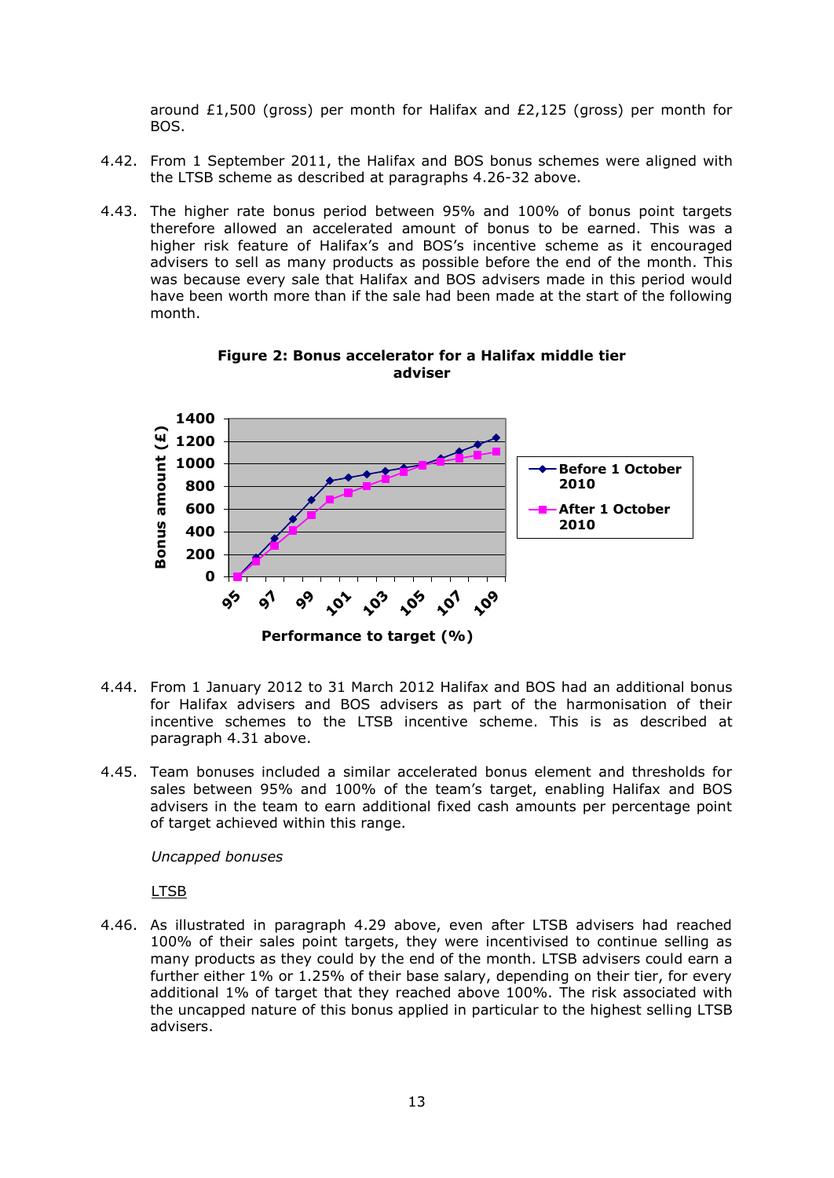around £1,500 (gross) per month for Halifax and £2,125 (gross) per month for BOS.

4.42. From 1 September 2011, the Halifax and BOS bonus schemes were aligned with the LTSB scheme as described at paragraphs 4.26-32 above.

4.43. The higher rate bonus period between 95% and 100% of bonus point targets therefore allowed an accelerated amount of bonus to be earned. This was a higher risk feature of Halifax's and BOS's incentive scheme as it encouraged advisers to sell as many products as possible before the end of the month. This was because every sale that Halifax and BOS advisers made in this period would have been worth more than if the sale had been made at the start of the following month.

**Figure 2: Bonus accelerator for a Halifax middle tier adviser**

4.44. From 1 January 2012 to 31 March 2012 Halifax and BOS had an additional bonus for Halifax advisers and BOS advisers as part of the harmonisation of their incentive schemes to the LTSB incentive scheme. This is as described at paragraph 4.31 above.

4.45. Team bonuses included a similar accelerated bonus element and thresholds for sales between 95% and 100% of the team's target, enabling Halifax and BOS advisers in the team to earn additional fixed cash amounts per percentage point of target achieved within this range.

*Uncapped bonuses*

LTSB

4.46. As illustrated in paragraph 4.29 above, even after LTSB advisers had reached 100% of their sales point targets, they were incentivised to continue selling as many products as they could by the end of the month. LTSB advisers could earn a further either 1% or 1.25% of their base salary, depending on their tier, for every additional 1% of target that they reached above 100%. The risk associated with the uncapped nature of this bonus applied in particular to the highest selling LTSB advisers.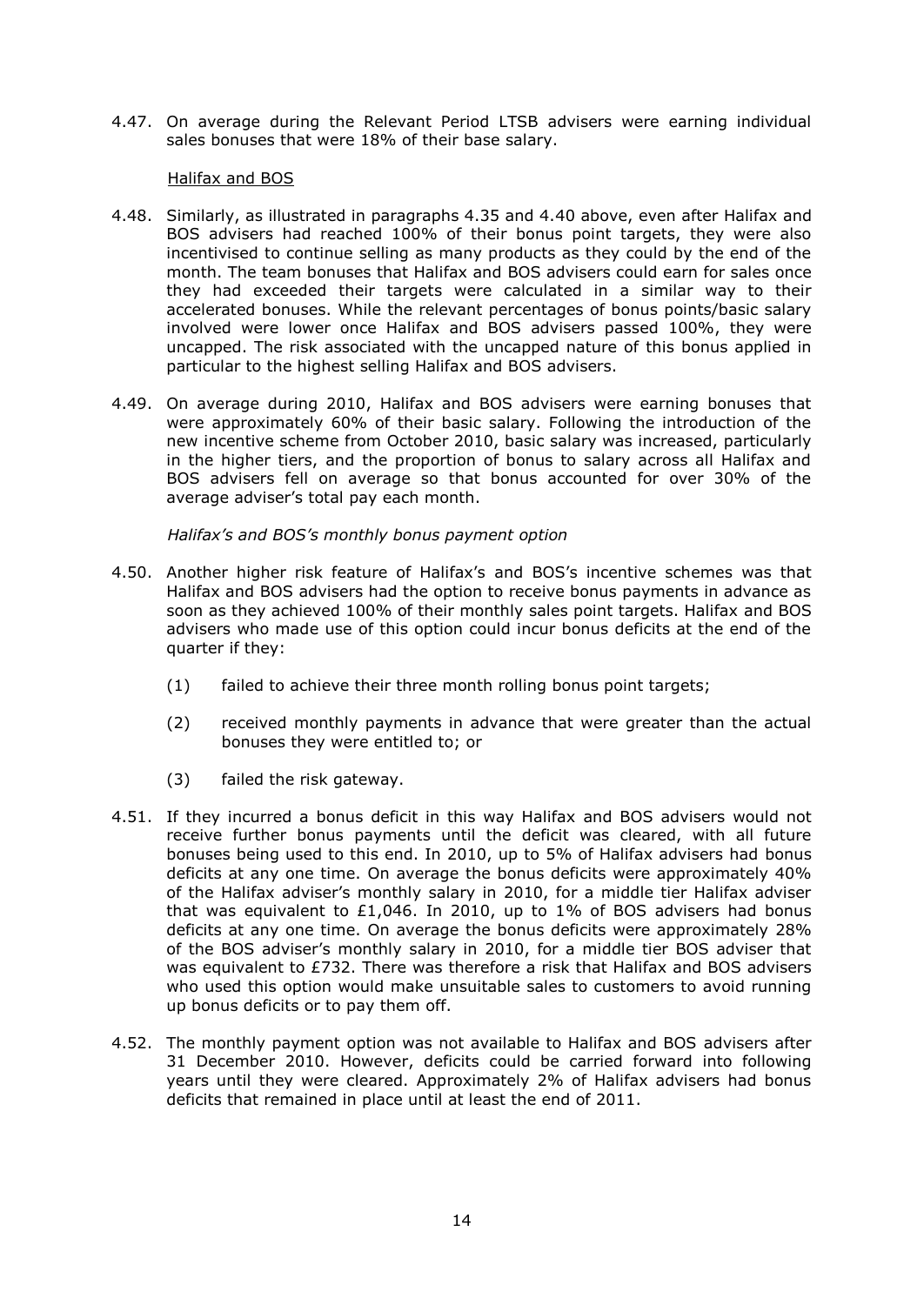4.47. On average during the Relevant Period LTSB advisers were earning individual sales bonuses that were 18% of their base salary.

<u>Halifax and BOS</u>

4.48. Similarly, as illustrated in paragraphs 4.35 and 4.40 above, even after Halifax and BOS advisers had reached 100% of their bonus point targets, they were also incentivised to continue selling as many products as they could by the end of the month. The team bonuses that Halifax and BOS advisers could earn for sales once they had exceeded their targets were calculated in a similar way to their accelerated bonuses. While the relevant percentages of bonus points/basic salary involved were lower once Halifax and BOS advisers passed 100%, they were uncapped. The risk associated with the uncapped nature of this bonus applied in particular to the highest selling Halifax and BOS advisers.

4.49. On average during 2010, Halifax and BOS advisers were earning bonuses that were approximately 60% of their basic salary. Following the introduction of the new incentive scheme from October 2010, basic salary was increased, particularly in the higher tiers, and the proportion of bonus to salary across all Halifax and BOS advisers fell on average so that bonus accounted for over 30% of the average adviser's total pay each month.

*Halifax's and BOS's monthly bonus payment option*

4.50. Another higher risk feature of Halifax's and BOS's incentive schemes was that Halifax and BOS advisers had the option to receive bonus payments in advance as soon as they achieved 100% of their monthly sales point targets. Halifax and BOS advisers who made use of this option could incur bonus deficits at the end of the quarter if they:

   (1) failed to achieve their three month rolling bonus point targets;

   (2) received monthly payments in advance that were greater than the actual bonuses they were entitled to; or

   (3) failed the risk gateway.

4.51. If they incurred a bonus deficit in this way Halifax and BOS advisers would not receive further bonus payments until the deficit was cleared, with all future bonuses being used to this end. In 2010, up to 5% of Halifax advisers had bonus deficits at any one time. On average the bonus deficits were approximately 40% of the Halifax adviser's monthly salary in 2010, for a middle tier Halifax adviser that was equivalent to £1,046. In 2010, up to 1% of BOS advisers had bonus deficits at any one time. On average the bonus deficits were approximately 28% of the BOS adviser's monthly salary in 2010, for a middle tier BOS adviser that was equivalent to £732. There was therefore a risk that Halifax and BOS advisers who used this option would make unsuitable sales to customers to avoid running up bonus deficits or to pay them off.

4.52. The monthly payment option was not available to Halifax and BOS advisers after 31 December 2010. However, deficits could be carried forward into following years until they were cleared. Approximately 2% of Halifax advisers had bonus deficits that remained in place until at least the end of 2011.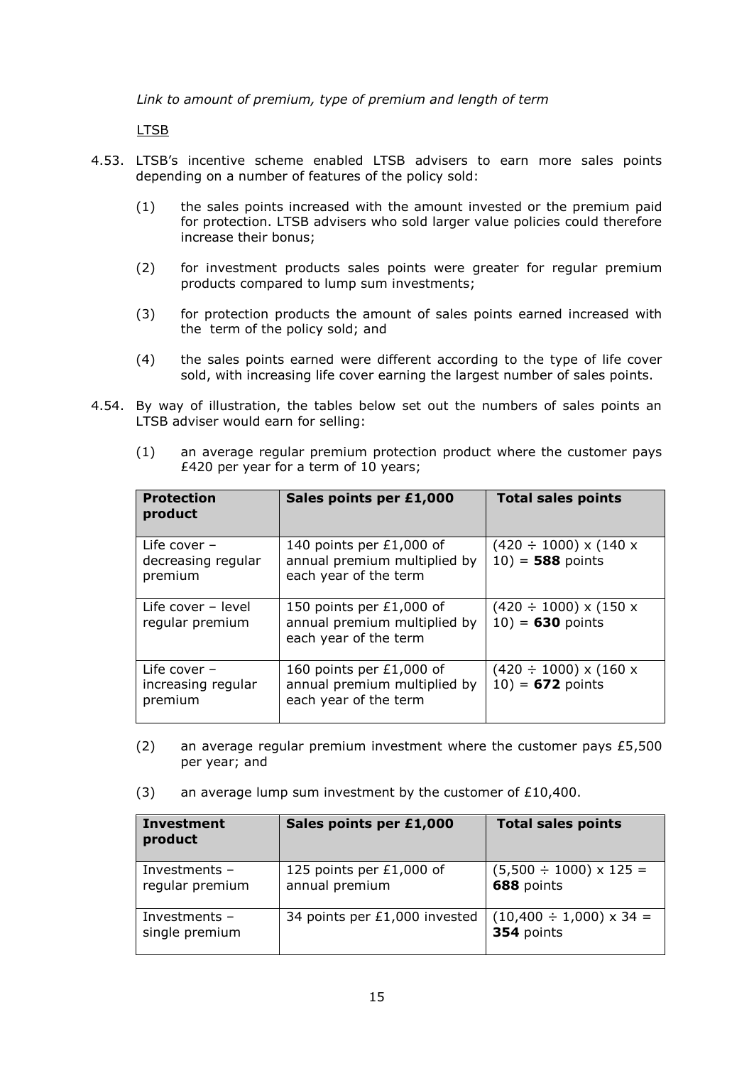*Link to amount of premium, type of premium and length of term*

<u>LTSB</u>

4.53. LTSB's incentive scheme enabled LTSB advisers to earn more sales points depending on a number of features of the policy sold:

   (1) the sales points increased with the amount invested or the premium paid for protection. LTSB advisers who sold larger value policies could therefore increase their bonus;

   (2) for investment products sales points were greater for regular premium products compared to lump sum investments;

   (3) for protection products the amount of sales points earned increased with the term of the policy sold; and

   (4) the sales points earned were different according to the type of life cover sold, with increasing life cover earning the largest number of sales points.

4.54. By way of illustration, the tables below set out the numbers of sales points an LTSB adviser would earn for selling:

   (1) an average regular premium protection product where the customer pays £420 per year for a term of 10 years;

| **Protection product** | **Sales points per £1,000** | **Total sales points** |
|---|---|---|
| Life cover – decreasing regular premium | 140 points per £1,000 of annual premium multiplied by each year of the term | (420 ÷ 1000) x (140 x 10) = **588** points |
| Life cover – level regular premium | 150 points per £1,000 of annual premium multiplied by each year of the term | (420 ÷ 1000) x (150 x 10) = **630** points |
| Life cover – increasing regular premium | 160 points per £1,000 of annual premium multiplied by each year of the term | (420 ÷ 1000) x (160 x 10) = **672** points |

   (2) an average regular premium investment where the customer pays £5,500 per year; and

   (3) an average lump sum investment by the customer of £10,400.

| **Investment product** | **Sales points per £1,000** | **Total sales points** |
|---|---|---|
| Investments – regular premium | 125 points per £1,000 of annual premium | (5,500 ÷ 1000) x 125 = **688** points |
| Investments – single premium | 34 points per £1,000 invested | (10,400 ÷ 1,000) x 34 = **354** points |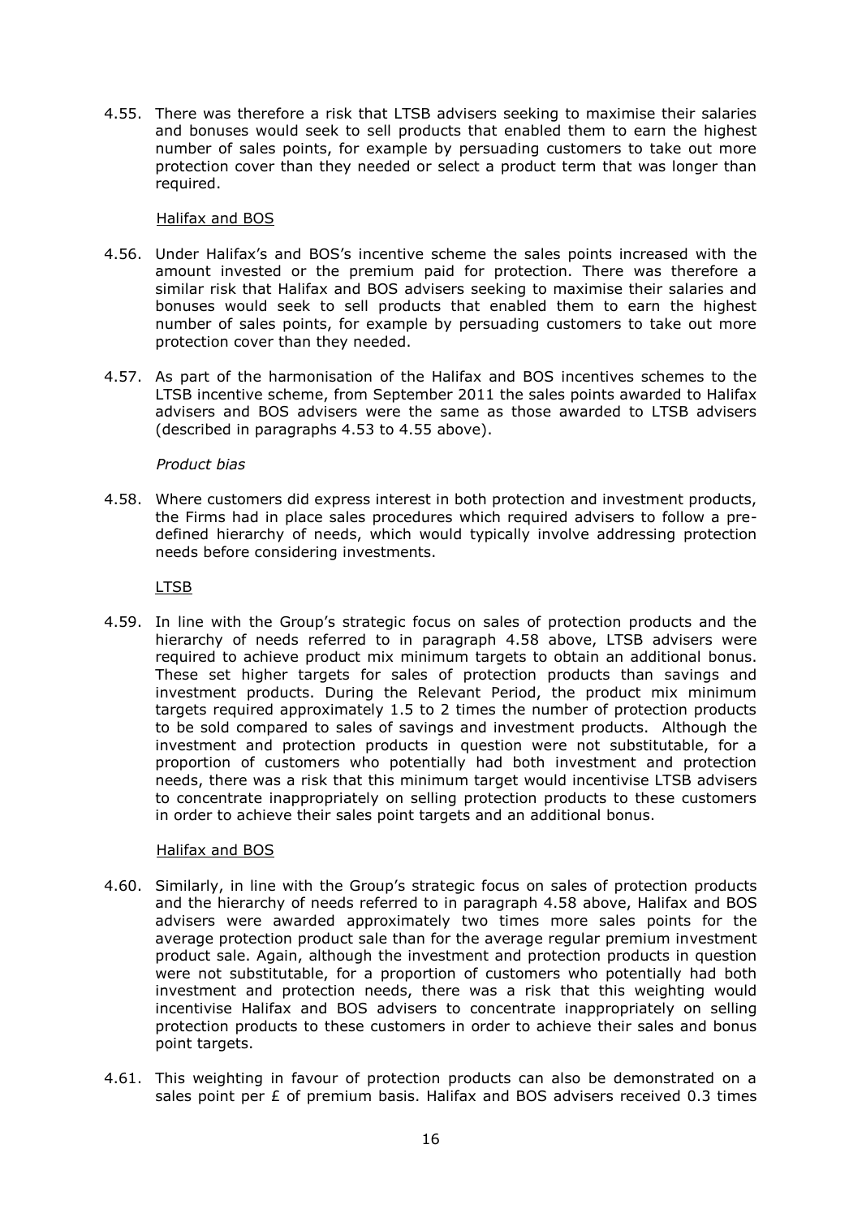4.55. There was therefore a risk that LTSB advisers seeking to maximise their salaries and bonuses would seek to sell products that enabled them to earn the highest number of sales points, for example by persuading customers to take out more protection cover than they needed or select a product term that was longer than required.

Halifax and BOS

4.56. Under Halifax's and BOS's incentive scheme the sales points increased with the amount invested or the premium paid for protection. There was therefore a similar risk that Halifax and BOS advisers seeking to maximise their salaries and bonuses would seek to sell products that enabled them to earn the highest number of sales points, for example by persuading customers to take out more protection cover than they needed.

4.57. As part of the harmonisation of the Halifax and BOS incentives schemes to the LTSB incentive scheme, from September 2011 the sales points awarded to Halifax advisers and BOS advisers were the same as those awarded to LTSB advisers (described in paragraphs 4.53 to 4.55 above).

*Product bias*

4.58. Where customers did express interest in both protection and investment products, the Firms had in place sales procedures which required advisers to follow a pre-defined hierarchy of needs, which would typically involve addressing protection needs before considering investments.

LTSB

4.59. In line with the Group's strategic focus on sales of protection products and the hierarchy of needs referred to in paragraph 4.58 above, LTSB advisers were required to achieve product mix minimum targets to obtain an additional bonus. These set higher targets for sales of protection products than savings and investment products. During the Relevant Period, the product mix minimum targets required approximately 1.5 to 2 times the number of protection products to be sold compared to sales of savings and investment products. Although the investment and protection products in question were not substitutable, for a proportion of customers who potentially had both investment and protection needs, there was a risk that this minimum target would incentivise LTSB advisers to concentrate inappropriately on selling protection products to these customers in order to achieve their sales point targets and an additional bonus.

Halifax and BOS

4.60. Similarly, in line with the Group's strategic focus on sales of protection products and the hierarchy of needs referred to in paragraph 4.58 above, Halifax and BOS advisers were awarded approximately two times more sales points for the average protection product sale than for the average regular premium investment product sale. Again, although the investment and protection products in question were not substitutable, for a proportion of customers who potentially had both investment and protection needs, there was a risk that this weighting would incentivise Halifax and BOS advisers to concentrate inappropriately on selling protection products to these customers in order to achieve their sales and bonus point targets.

4.61. This weighting in favour of protection products can also be demonstrated on a sales point per £ of premium basis. Halifax and BOS advisers received 0.3 times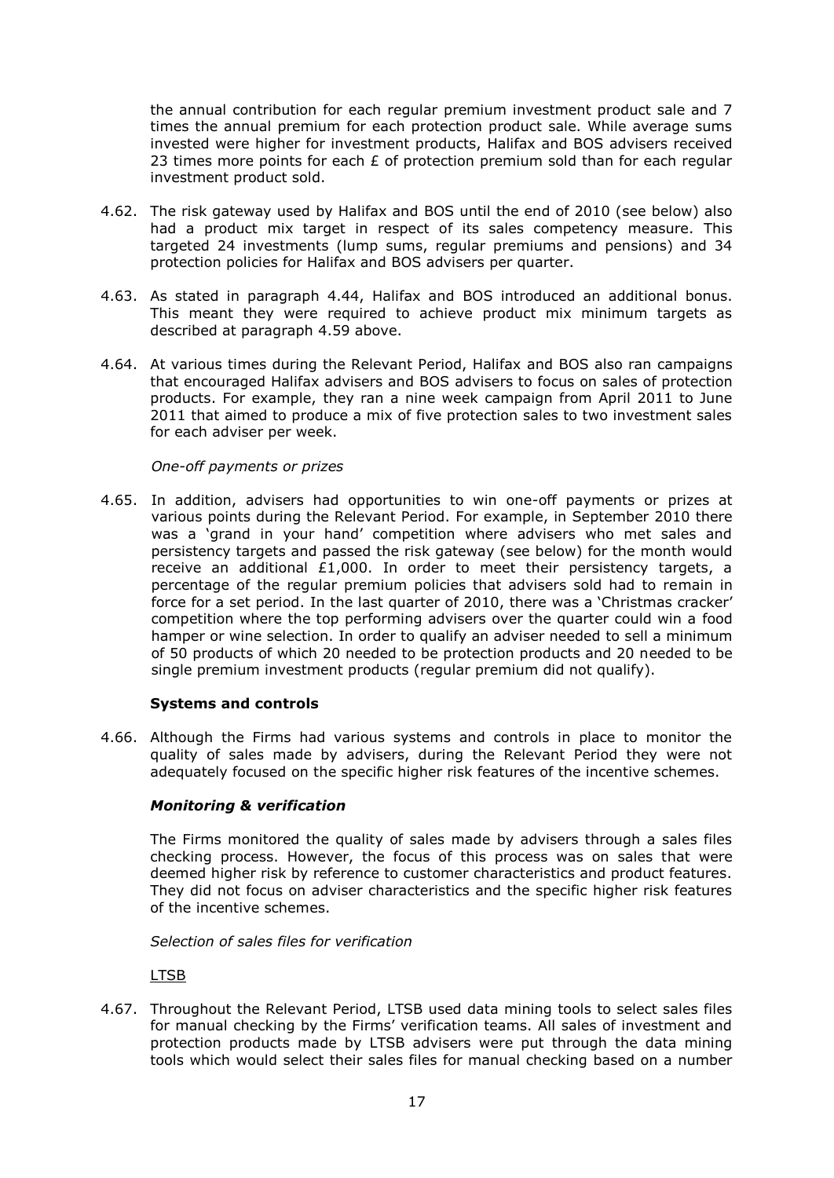the annual contribution for each regular premium investment product sale and 7 times the annual premium for each protection product sale. While average sums invested were higher for investment products, Halifax and BOS advisers received 23 times more points for each £ of protection premium sold than for each regular investment product sold.

4.62. The risk gateway used by Halifax and BOS until the end of 2010 (see below) also had a product mix target in respect of its sales competency measure. This targeted 24 investments (lump sums, regular premiums and pensions) and 34 protection policies for Halifax and BOS advisers per quarter.

4.63. As stated in paragraph 4.44, Halifax and BOS introduced an additional bonus. This meant they were required to achieve product mix minimum targets as described at paragraph 4.59 above.

4.64. At various times during the Relevant Period, Halifax and BOS also ran campaigns that encouraged Halifax advisers and BOS advisers to focus on sales of protection products. For example, they ran a nine week campaign from April 2011 to June 2011 that aimed to produce a mix of five protection sales to two investment sales for each adviser per week.

*One-off payments or prizes*

4.65. In addition, advisers had opportunities to win one-off payments or prizes at various points during the Relevant Period. For example, in September 2010 there was a 'grand in your hand' competition where advisers who met sales and persistency targets and passed the risk gateway (see below) for the month would receive an additional £1,000. In order to meet their persistency targets, a percentage of the regular premium policies that advisers sold had to remain in force for a set period. In the last quarter of 2010, there was a 'Christmas cracker' competition where the top performing advisers over the quarter could win a food hamper or wine selection. In order to qualify an adviser needed to sell a minimum of 50 products of which 20 needed to be protection products and 20 needed to be single premium investment products (regular premium did not qualify).

**Systems and controls**

4.66. Although the Firms had various systems and controls in place to monitor the quality of sales made by advisers, during the Relevant Period they were not adequately focused on the specific higher risk features of the incentive schemes.

***Monitoring & verification***

The Firms monitored the quality of sales made by advisers through a sales files checking process. However, the focus of this process was on sales that were deemed higher risk by reference to customer characteristics and product features. They did not focus on adviser characteristics and the specific higher risk features of the incentive schemes.

*Selection of sales files for verification*

LTSB

4.67. Throughout the Relevant Period, LTSB used data mining tools to select sales files for manual checking by the Firms' verification teams. All sales of investment and protection products made by LTSB advisers were put through the data mining tools which would select their sales files for manual checking based on a number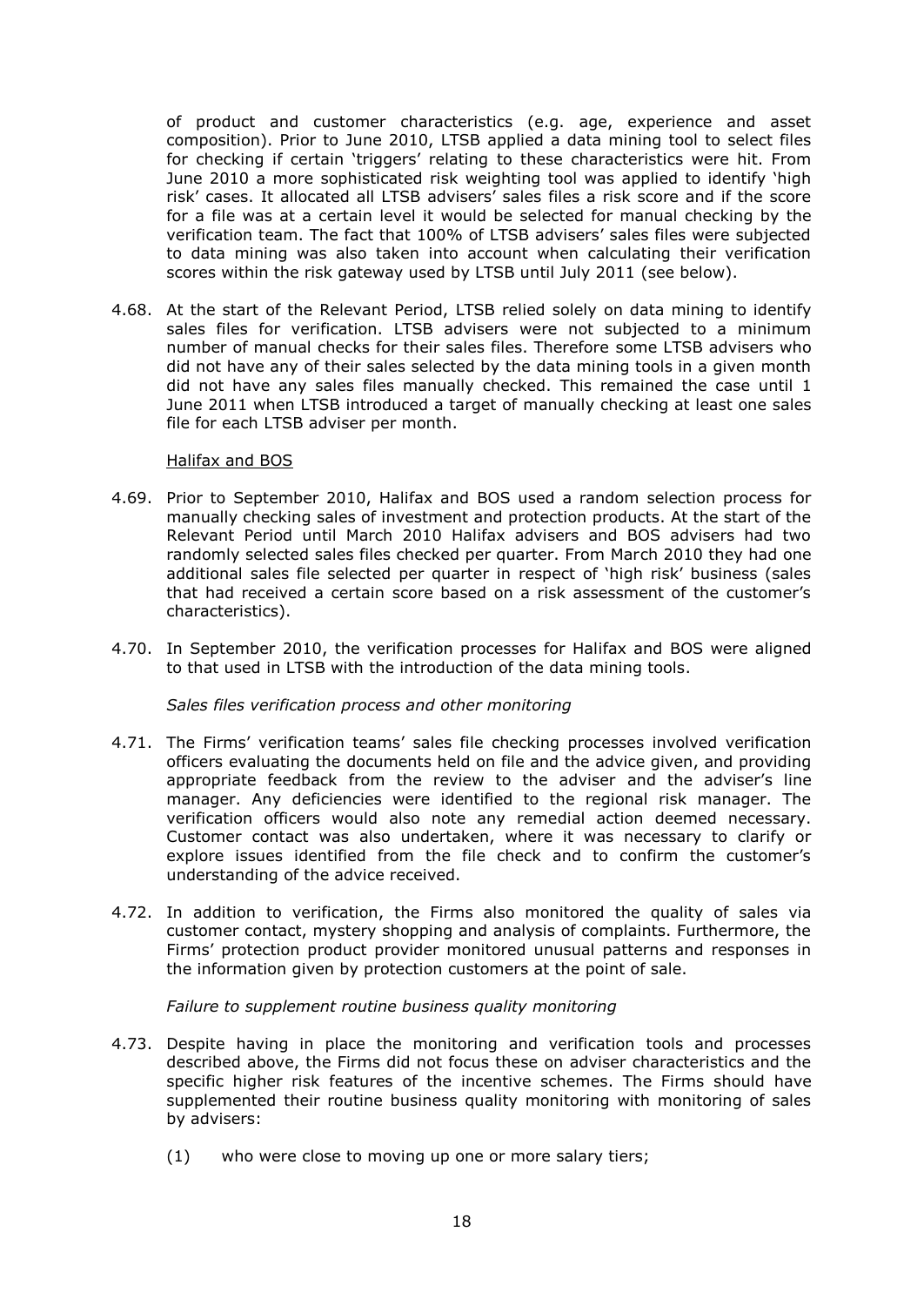of product and customer characteristics (e.g. age, experience and asset composition). Prior to June 2010, LTSB applied a data mining tool to select files for checking if certain 'triggers' relating to these characteristics were hit. From June 2010 a more sophisticated risk weighting tool was applied to identify 'high risk' cases. It allocated all LTSB advisers' sales files a risk score and if the score for a file was at a certain level it would be selected for manual checking by the verification team. The fact that 100% of LTSB advisers' sales files were subjected to data mining was also taken into account when calculating their verification scores within the risk gateway used by LTSB until July 2011 (see below).

4.68. At the start of the Relevant Period, LTSB relied solely on data mining to identify sales files for verification. LTSB advisers were not subjected to a minimum number of manual checks for their sales files. Therefore some LTSB advisers who did not have any of their sales selected by the data mining tools in a given month did not have any sales files manually checked. This remained the case until 1 June 2011 when LTSB introduced a target of manually checking at least one sales file for each LTSB adviser per month.

Halifax and BOS

4.69. Prior to September 2010, Halifax and BOS used a random selection process for manually checking sales of investment and protection products. At the start of the Relevant Period until March 2010 Halifax advisers and BOS advisers had two randomly selected sales files checked per quarter. From March 2010 they had one additional sales file selected per quarter in respect of 'high risk' business (sales that had received a certain score based on a risk assessment of the customer's characteristics).

4.70. In September 2010, the verification processes for Halifax and BOS were aligned to that used in LTSB with the introduction of the data mining tools.

*Sales files verification process and other monitoring*

4.71. The Firms' verification teams' sales file checking processes involved verification officers evaluating the documents held on file and the advice given, and providing appropriate feedback from the review to the adviser and the adviser's line manager. Any deficiencies were identified to the regional risk manager. The verification officers would also note any remedial action deemed necessary. Customer contact was also undertaken, where it was necessary to clarify or explore issues identified from the file check and to confirm the customer's understanding of the advice received.

4.72. In addition to verification, the Firms also monitored the quality of sales via customer contact, mystery shopping and analysis of complaints. Furthermore, the Firms' protection product provider monitored unusual patterns and responses in the information given by protection customers at the point of sale.

*Failure to supplement routine business quality monitoring*

4.73. Despite having in place the monitoring and verification tools and processes described above, the Firms did not focus these on adviser characteristics and the specific higher risk features of the incentive schemes. The Firms should have supplemented their routine business quality monitoring with monitoring of sales by advisers:

(1) who were close to moving up one or more salary tiers;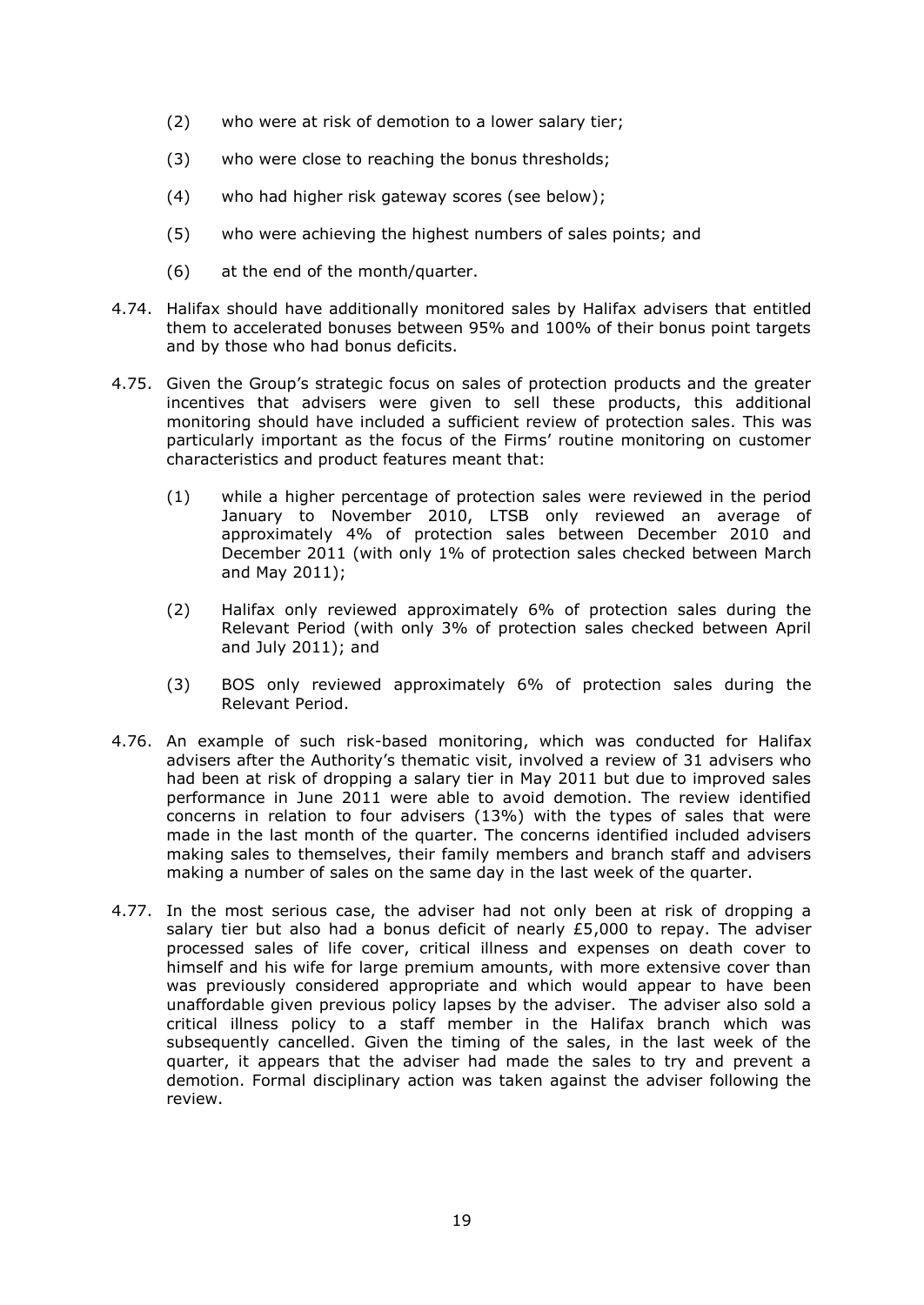(2) who were at risk of demotion to a lower salary tier;

(3) who were close to reaching the bonus thresholds;

(4) who had higher risk gateway scores (see below);

(5) who were achieving the highest numbers of sales points; and

(6) at the end of the month/quarter.

4.74. Halifax should have additionally monitored sales by Halifax advisers that entitled them to accelerated bonuses between 95% and 100% of their bonus point targets and by those who had bonus deficits.

4.75. Given the Group's strategic focus on sales of protection products and the greater incentives that advisers were given to sell these products, this additional monitoring should have included a sufficient review of protection sales. This was particularly important as the focus of the Firms' routine monitoring on customer characteristics and product features meant that:

(1) while a higher percentage of protection sales were reviewed in the period January to November 2010, LTSB only reviewed an average of approximately 4% of protection sales between December 2010 and December 2011 (with only 1% of protection sales checked between March and May 2011);

(2) Halifax only reviewed approximately 6% of protection sales during the Relevant Period (with only 3% of protection sales checked between April and July 2011); and

(3) BOS only reviewed approximately 6% of protection sales during the Relevant Period.

4.76. An example of such risk-based monitoring, which was conducted for Halifax advisers after the Authority's thematic visit, involved a review of 31 advisers who had been at risk of dropping a salary tier in May 2011 but due to improved sales performance in June 2011 were able to avoid demotion. The review identified concerns in relation to four advisers (13%) with the types of sales that were made in the last month of the quarter. The concerns identified included advisers making sales to themselves, their family members and branch staff and advisers making a number of sales on the same day in the last week of the quarter.

4.77. In the most serious case, the adviser had not only been at risk of dropping a salary tier but also had a bonus deficit of nearly £5,000 to repay. The adviser processed sales of life cover, critical illness and expenses on death cover to himself and his wife for large premium amounts, with more extensive cover than was previously considered appropriate and which would appear to have been unaffordable given previous policy lapses by the adviser. The adviser also sold a critical illness policy to a staff member in the Halifax branch which was subsequently cancelled. Given the timing of the sales, in the last week of the quarter, it appears that the adviser had made the sales to try and prevent a demotion. Formal disciplinary action was taken against the adviser following the review.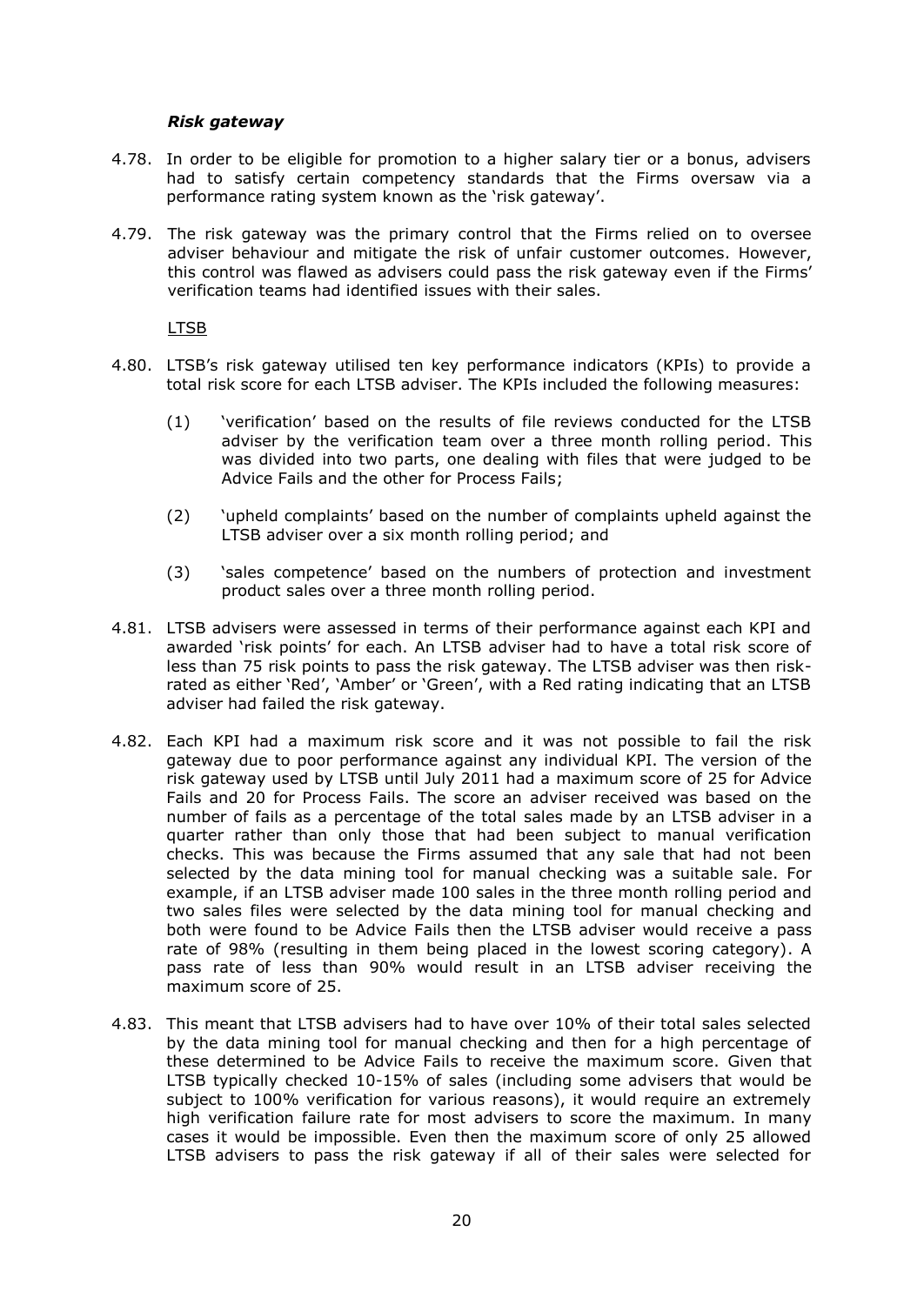### *Risk gateway*

4.78. In order to be eligible for promotion to a higher salary tier or a bonus, advisers had to satisfy certain competency standards that the Firms oversaw via a performance rating system known as the 'risk gateway'.

4.79. The risk gateway was the primary control that the Firms relied on to oversee adviser behaviour and mitigate the risk of unfair customer outcomes. However, this control was flawed as advisers could pass the risk gateway even if the Firms' verification teams had identified issues with their sales.

<u>LTSB</u>

4.80. LTSB's risk gateway utilised ten key performance indicators (KPIs) to provide a total risk score for each LTSB adviser. The KPIs included the following measures:

(1) 'verification' based on the results of file reviews conducted for the LTSB adviser by the verification team over a three month rolling period. This was divided into two parts, one dealing with files that were judged to be Advice Fails and the other for Process Fails;

(2) 'upheld complaints' based on the number of complaints upheld against the LTSB adviser over a six month rolling period; and

(3) 'sales competence' based on the numbers of protection and investment product sales over a three month rolling period.

4.81. LTSB advisers were assessed in terms of their performance against each KPI and awarded 'risk points' for each. An LTSB adviser had to have a total risk score of less than 75 risk points to pass the risk gateway. The LTSB adviser was then risk-rated as either 'Red', 'Amber' or 'Green', with a Red rating indicating that an LTSB adviser had failed the risk gateway.

4.82. Each KPI had a maximum risk score and it was not possible to fail the risk gateway due to poor performance against any individual KPI. The version of the risk gateway used by LTSB until July 2011 had a maximum score of 25 for Advice Fails and 20 for Process Fails. The score an adviser received was based on the number of fails as a percentage of the total sales made by an LTSB adviser in a quarter rather than only those that had been subject to manual verification checks. This was because the Firms assumed that any sale that had not been selected by the data mining tool for manual checking was a suitable sale. For example, if an LTSB adviser made 100 sales in the three month rolling period and two sales files were selected by the data mining tool for manual checking and both were found to be Advice Fails then the LTSB adviser would receive a pass rate of 98% (resulting in them being placed in the lowest scoring category). A pass rate of less than 90% would result in an LTSB adviser receiving the maximum score of 25.

4.83. This meant that LTSB advisers had to have over 10% of their total sales selected by the data mining tool for manual checking and then for a high percentage of these determined to be Advice Fails to receive the maximum score. Given that LTSB typically checked 10-15% of sales (including some advisers that would be subject to 100% verification for various reasons), it would require an extremely high verification failure rate for most advisers to score the maximum. In many cases it would be impossible. Even then the maximum score of only 25 allowed LTSB advisers to pass the risk gateway if all of their sales were selected for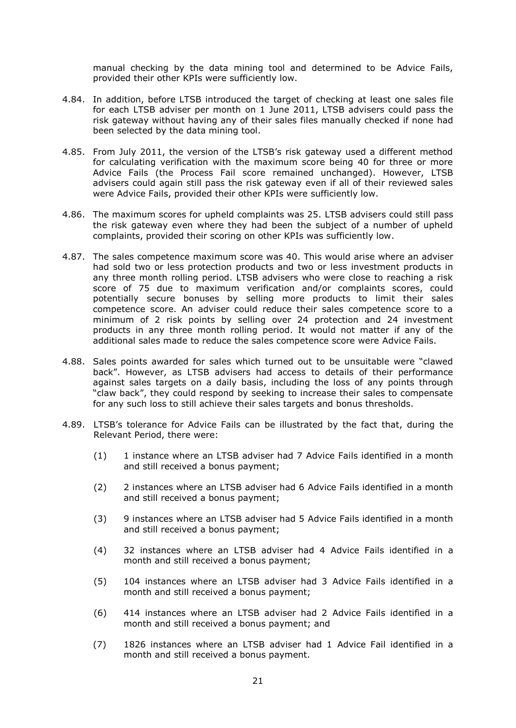manual checking by the data mining tool and determined to be Advice Fails, provided their other KPIs were sufficiently low.

4.84. In addition, before LTSB introduced the target of checking at least one sales file for each LTSB adviser per month on 1 June 2011, LTSB advisers could pass the risk gateway without having any of their sales files manually checked if none had been selected by the data mining tool.

4.85. From July 2011, the version of the LTSB's risk gateway used a different method for calculating verification with the maximum score being 40 for three or more Advice Fails (the Process Fail score remained unchanged). However, LTSB advisers could again still pass the risk gateway even if all of their reviewed sales were Advice Fails, provided their other KPIs were sufficiently low.

4.86. The maximum scores for upheld complaints was 25. LTSB advisers could still pass the risk gateway even where they had been the subject of a number of upheld complaints, provided their scoring on other KPIs was sufficiently low.

4.87. The sales competence maximum score was 40. This would arise where an adviser had sold two or less protection products and two or less investment products in any three month rolling period. LTSB advisers who were close to reaching a risk score of 75 due to maximum verification and/or complaints scores, could potentially secure bonuses by selling more products to limit their sales competence score. An adviser could reduce their sales competence score to a minimum of 2 risk points by selling over 24 protection and 24 investment products in any three month rolling period. It would not matter if any of the additional sales made to reduce the sales competence score were Advice Fails.

4.88. Sales points awarded for sales which turned out to be unsuitable were "clawed back". However, as LTSB advisers had access to details of their performance against sales targets on a daily basis, including the loss of any points through "claw back", they could respond by seeking to increase their sales to compensate for any such loss to still achieve their sales targets and bonus thresholds.

4.89. LTSB's tolerance for Advice Fails can be illustrated by the fact that, during the Relevant Period, there were:

(1) 1 instance where an LTSB adviser had 7 Advice Fails identified in a month and still received a bonus payment;

(2) 2 instances where an LTSB adviser had 6 Advice Fails identified in a month and still received a bonus payment;

(3) 9 instances where an LTSB adviser had 5 Advice Fails identified in a month and still received a bonus payment;

(4) 32 instances where an LTSB adviser had 4 Advice Fails identified in a month and still received a bonus payment;

(5) 104 instances where an LTSB adviser had 3 Advice Fails identified in a month and still received a bonus payment;

(6) 414 instances where an LTSB adviser had 2 Advice Fails identified in a month and still received a bonus payment; and

(7) 1826 instances where an LTSB adviser had 1 Advice Fail identified in a month and still received a bonus payment.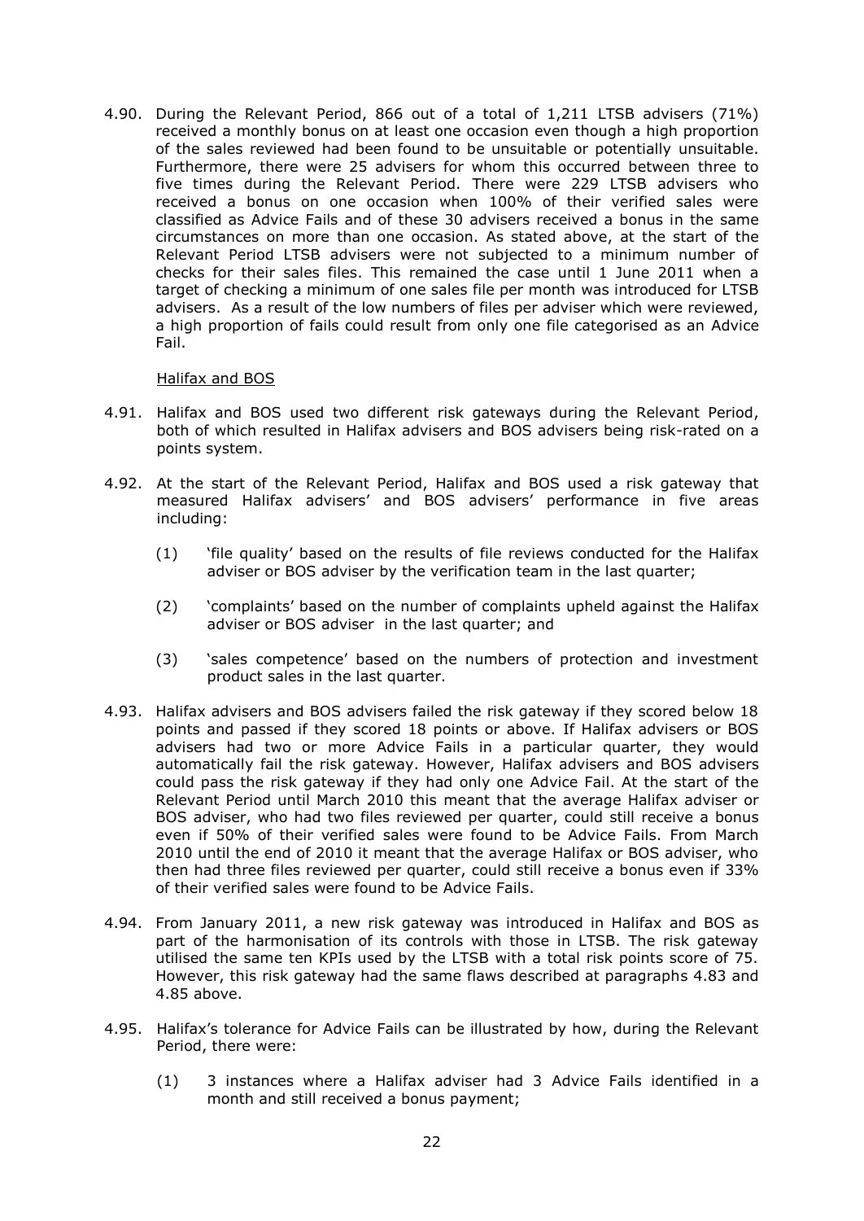4.90. During the Relevant Period, 866 out of a total of 1,211 LTSB advisers (71%) received a monthly bonus on at least one occasion even though a high proportion of the sales reviewed had been found to be unsuitable or potentially unsuitable. Furthermore, there were 25 advisers for whom this occurred between three to five times during the Relevant Period. There were 229 LTSB advisers who received a bonus on one occasion when 100% of their verified sales were classified as Advice Fails and of these 30 advisers received a bonus in the same circumstances on more than one occasion. As stated above, at the start of the Relevant Period LTSB advisers were not subjected to a minimum number of checks for their sales files. This remained the case until 1 June 2011 when a target of checking a minimum of one sales file per month was introduced for LTSB advisers. As a result of the low numbers of files per adviser which were reviewed, a high proportion of fails could result from only one file categorised as an Advice Fail.

Halifax and BOS

4.91. Halifax and BOS used two different risk gateways during the Relevant Period, both of which resulted in Halifax advisers and BOS advisers being risk-rated on a points system.

4.92. At the start of the Relevant Period, Halifax and BOS used a risk gateway that measured Halifax advisers' and BOS advisers' performance in five areas including:

(1) 'file quality' based on the results of file reviews conducted for the Halifax adviser or BOS adviser by the verification team in the last quarter;

(2) 'complaints' based on the number of complaints upheld against the Halifax adviser or BOS adviser in the last quarter; and

(3) 'sales competence' based on the numbers of protection and investment product sales in the last quarter.

4.93. Halifax advisers and BOS advisers failed the risk gateway if they scored below 18 points and passed if they scored 18 points or above. If Halifax advisers or BOS advisers had two or more Advice Fails in a particular quarter, they would automatically fail the risk gateway. However, Halifax advisers and BOS advisers could pass the risk gateway if they had only one Advice Fail. At the start of the Relevant Period until March 2010 this meant that the average Halifax adviser or BOS adviser, who had two files reviewed per quarter, could still receive a bonus even if 50% of their verified sales were found to be Advice Fails. From March 2010 until the end of 2010 it meant that the average Halifax or BOS adviser, who then had three files reviewed per quarter, could still receive a bonus even if 33% of their verified sales were found to be Advice Fails.

4.94. From January 2011, a new risk gateway was introduced in Halifax and BOS as part of the harmonisation of its controls with those in LTSB. The risk gateway utilised the same ten KPIs used by the LTSB with a total risk points score of 75. However, this risk gateway had the same flaws described at paragraphs 4.83 and 4.85 above.

4.95. Halifax's tolerance for Advice Fails can be illustrated by how, during the Relevant Period, there were:

(1) 3 instances where a Halifax adviser had 3 Advice Fails identified in a month and still received a bonus payment;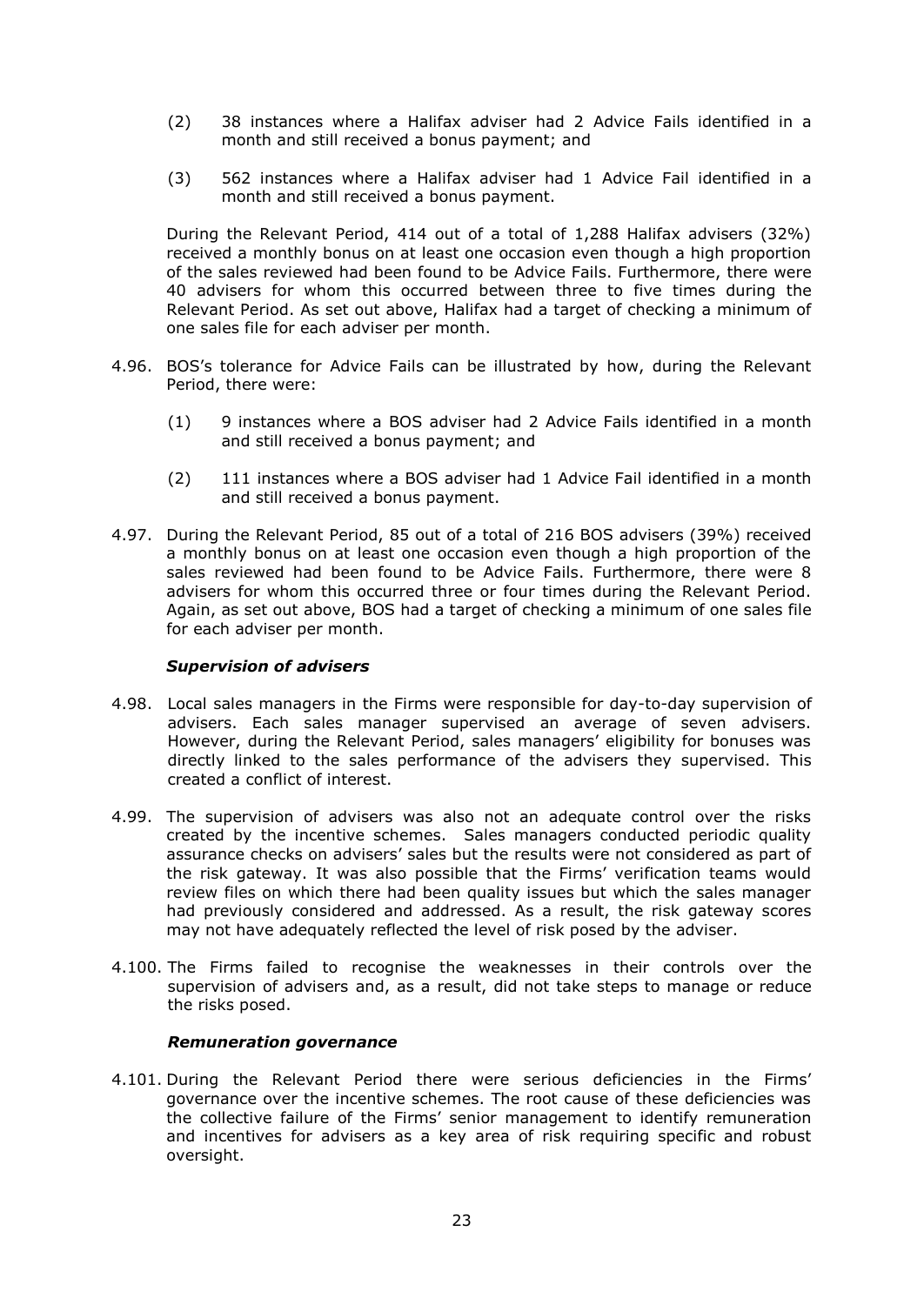(2) 38 instances where a Halifax adviser had 2 Advice Fails identified in a month and still received a bonus payment; and

(3) 562 instances where a Halifax adviser had 1 Advice Fail identified in a month and still received a bonus payment.

During the Relevant Period, 414 out of a total of 1,288 Halifax advisers (32%) received a monthly bonus on at least one occasion even though a high proportion of the sales reviewed had been found to be Advice Fails. Furthermore, there were 40 advisers for whom this occurred between three to five times during the Relevant Period. As set out above, Halifax had a target of checking a minimum of one sales file for each adviser per month.

4.96. BOS's tolerance for Advice Fails can be illustrated by how, during the Relevant Period, there were:

(1) 9 instances where a BOS adviser had 2 Advice Fails identified in a month and still received a bonus payment; and

(2) 111 instances where a BOS adviser had 1 Advice Fail identified in a month and still received a bonus payment.

4.97. During the Relevant Period, 85 out of a total of 216 BOS advisers (39%) received a monthly bonus on at least one occasion even though a high proportion of the sales reviewed had been found to be Advice Fails. Furthermore, there were 8 advisers for whom this occurred three or four times during the Relevant Period. Again, as set out above, BOS had a target of checking a minimum of one sales file for each adviser per month.

***Supervision of advisers***

4.98. Local sales managers in the Firms were responsible for day-to-day supervision of advisers. Each sales manager supervised an average of seven advisers. However, during the Relevant Period, sales managers' eligibility for bonuses was directly linked to the sales performance of the advisers they supervised. This created a conflict of interest.

4.99. The supervision of advisers was also not an adequate control over the risks created by the incentive schemes. Sales managers conducted periodic quality assurance checks on advisers' sales but the results were not considered as part of the risk gateway. It was also possible that the Firms' verification teams would review files on which there had been quality issues but which the sales manager had previously considered and addressed. As a result, the risk gateway scores may not have adequately reflected the level of risk posed by the adviser.

4.100. The Firms failed to recognise the weaknesses in their controls over the supervision of advisers and, as a result, did not take steps to manage or reduce the risks posed.

***Remuneration governance***

4.101. During the Relevant Period there were serious deficiencies in the Firms' governance over the incentive schemes. The root cause of these deficiencies was the collective failure of the Firms' senior management to identify remuneration and incentives for advisers as a key area of risk requiring specific and robust oversight.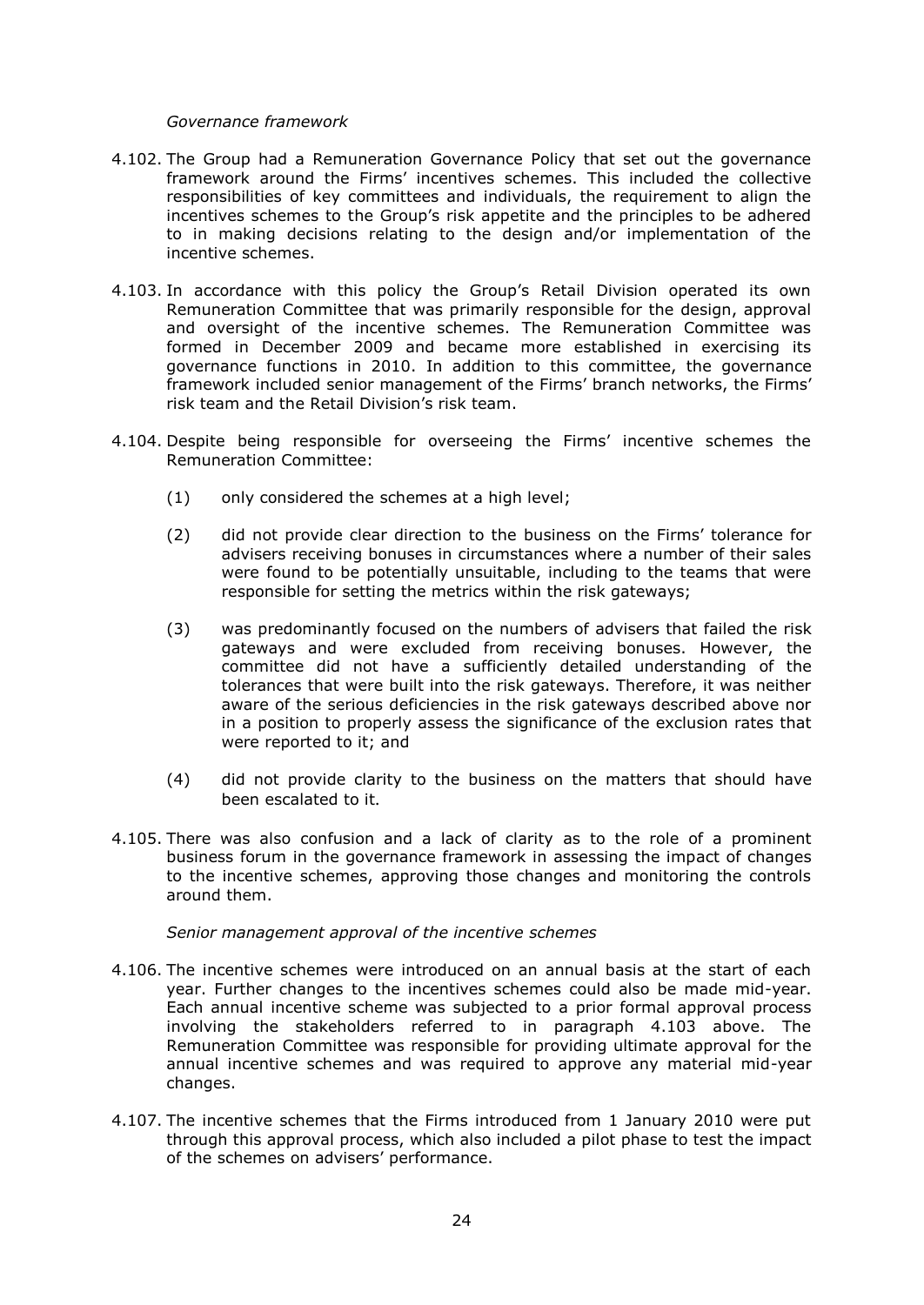*Governance framework*

4.102. The Group had a Remuneration Governance Policy that set out the governance framework around the Firms' incentives schemes. This included the collective responsibilities of key committees and individuals, the requirement to align the incentives schemes to the Group's risk appetite and the principles to be adhered to in making decisions relating to the design and/or implementation of the incentive schemes.

4.103. In accordance with this policy the Group's Retail Division operated its own Remuneration Committee that was primarily responsible for the design, approval and oversight of the incentive schemes. The Remuneration Committee was formed in December 2009 and became more established in exercising its governance functions in 2010. In addition to this committee, the governance framework included senior management of the Firms' branch networks, the Firms' risk team and the Retail Division's risk team.

4.104. Despite being responsible for overseeing the Firms' incentive schemes the Remuneration Committee:

(1) only considered the schemes at a high level;

(2) did not provide clear direction to the business on the Firms' tolerance for advisers receiving bonuses in circumstances where a number of their sales were found to be potentially unsuitable, including to the teams that were responsible for setting the metrics within the risk gateways;

(3) was predominantly focused on the numbers of advisers that failed the risk gateways and were excluded from receiving bonuses. However, the committee did not have a sufficiently detailed understanding of the tolerances that were built into the risk gateways. Therefore, it was neither aware of the serious deficiencies in the risk gateways described above nor in a position to properly assess the significance of the exclusion rates that were reported to it; and

(4) did not provide clarity to the business on the matters that should have been escalated to it.

4.105. There was also confusion and a lack of clarity as to the role of a prominent business forum in the governance framework in assessing the impact of changes to the incentive schemes, approving those changes and monitoring the controls around them.

*Senior management approval of the incentive schemes*

4.106. The incentive schemes were introduced on an annual basis at the start of each year. Further changes to the incentives schemes could also be made mid-year. Each annual incentive scheme was subjected to a prior formal approval process involving the stakeholders referred to in paragraph 4.103 above. The Remuneration Committee was responsible for providing ultimate approval for the annual incentive schemes and was required to approve any material mid-year changes.

4.107. The incentive schemes that the Firms introduced from 1 January 2010 were put through this approval process, which also included a pilot phase to test the impact of the schemes on advisers' performance.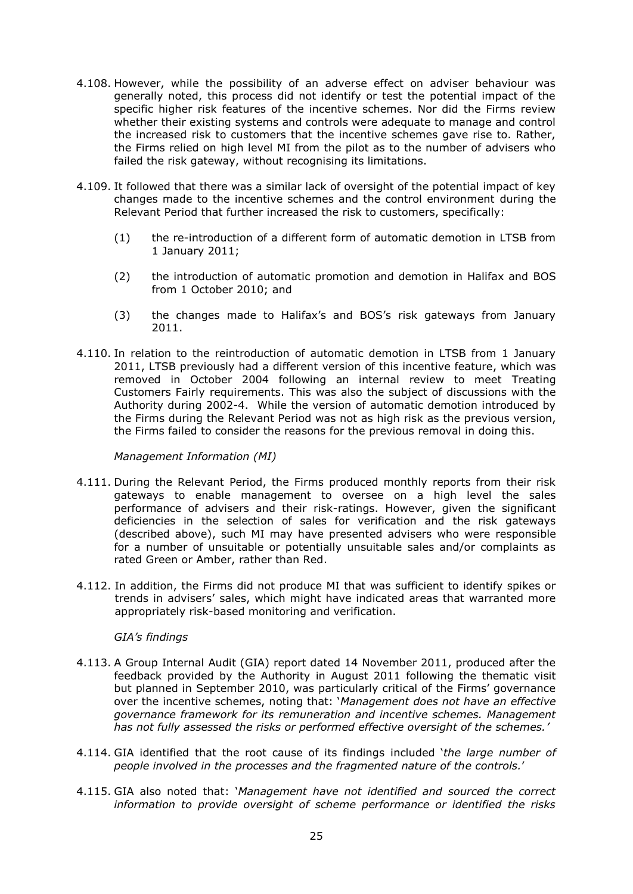4.108. However, while the possibility of an adverse effect on adviser behaviour was generally noted, this process did not identify or test the potential impact of the specific higher risk features of the incentive schemes. Nor did the Firms review whether their existing systems and controls were adequate to manage and control the increased risk to customers that the incentive schemes gave rise to. Rather, the Firms relied on high level MI from the pilot as to the number of advisers who failed the risk gateway, without recognising its limitations.

4.109. It followed that there was a similar lack of oversight of the potential impact of key changes made to the incentive schemes and the control environment during the Relevant Period that further increased the risk to customers, specifically:

(1) the re-introduction of a different form of automatic demotion in LTSB from 1 January 2011;

(2) the introduction of automatic promotion and demotion in Halifax and BOS from 1 October 2010; and

(3) the changes made to Halifax's and BOS's risk gateways from January 2011.

4.110. In relation to the reintroduction of automatic demotion in LTSB from 1 January 2011, LTSB previously had a different version of this incentive feature, which was removed in October 2004 following an internal review to meet Treating Customers Fairly requirements. This was also the subject of discussions with the Authority during 2002-4. While the version of automatic demotion introduced by the Firms during the Relevant Period was not as high risk as the previous version, the Firms failed to consider the reasons for the previous removal in doing this.

*Management Information (MI)*

4.111. During the Relevant Period, the Firms produced monthly reports from their risk gateways to enable management to oversee on a high level the sales performance of advisers and their risk-ratings. However, given the significant deficiencies in the selection of sales for verification and the risk gateways (described above), such MI may have presented advisers who were responsible for a number of unsuitable or potentially unsuitable sales and/or complaints as rated Green or Amber, rather than Red.

4.112. In addition, the Firms did not produce MI that was sufficient to identify spikes or trends in advisers' sales, which might have indicated areas that warranted more appropriately risk-based monitoring and verification.

*GIA's findings*

4.113. A Group Internal Audit (GIA) report dated 14 November 2011, produced after the feedback provided by the Authority in August 2011 following the thematic visit but planned in September 2010, was particularly critical of the Firms' governance over the incentive schemes, noting that: '*Management does not have an effective governance framework for its remuneration and incentive schemes. Management has not fully assessed the risks or performed effective oversight of the schemes.'*

4.114. GIA identified that the root cause of its findings included '*the large number of people involved in the processes and the fragmented nature of the controls.*'

4.115. GIA also noted that: '*Management have not identified and sourced the correct information to provide oversight of scheme performance or identified the risks*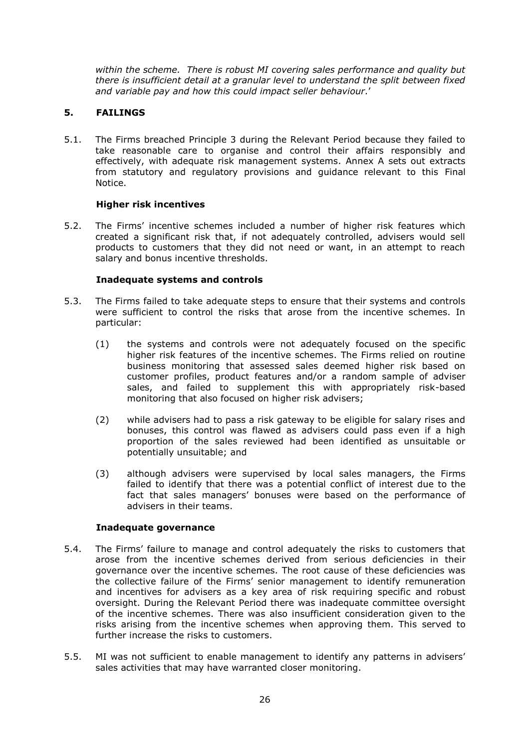*within the scheme. There is robust MI covering sales performance and quality but there is insufficient detail at a granular level to understand the split between fixed and variable pay and how this could impact seller behaviour*.'

## 5. FAILINGS

5.1. The Firms breached Principle 3 during the Relevant Period because they failed to take reasonable care to organise and control their affairs responsibly and effectively, with adequate risk management systems. Annex A sets out extracts from statutory and regulatory provisions and guidance relevant to this Final Notice.

**Higher risk incentives**

5.2. The Firms' incentive schemes included a number of higher risk features which created a significant risk that, if not adequately controlled, advisers would sell products to customers that they did not need or want, in an attempt to reach salary and bonus incentive thresholds.

**Inadequate systems and controls**

5.3. The Firms failed to take adequate steps to ensure that their systems and controls were sufficient to control the risks that arose from the incentive schemes. In particular:

(1) the systems and controls were not adequately focused on the specific higher risk features of the incentive schemes. The Firms relied on routine business monitoring that assessed sales deemed higher risk based on customer profiles, product features and/or a random sample of adviser sales, and failed to supplement this with appropriately risk-based monitoring that also focused on higher risk advisers;

(2) while advisers had to pass a risk gateway to be eligible for salary rises and bonuses, this control was flawed as advisers could pass even if a high proportion of the sales reviewed had been identified as unsuitable or potentially unsuitable; and

(3) although advisers were supervised by local sales managers, the Firms failed to identify that there was a potential conflict of interest due to the fact that sales managers' bonuses were based on the performance of advisers in their teams.

**Inadequate governance**

5.4. The Firms' failure to manage and control adequately the risks to customers that arose from the incentive schemes derived from serious deficiencies in their governance over the incentive schemes. The root cause of these deficiencies was the collective failure of the Firms' senior management to identify remuneration and incentives for advisers as a key area of risk requiring specific and robust oversight. During the Relevant Period there was inadequate committee oversight of the incentive schemes. There was also insufficient consideration given to the risks arising from the incentive schemes when approving them. This served to further increase the risks to customers.

5.5. MI was not sufficient to enable management to identify any patterns in advisers' sales activities that may have warranted closer monitoring.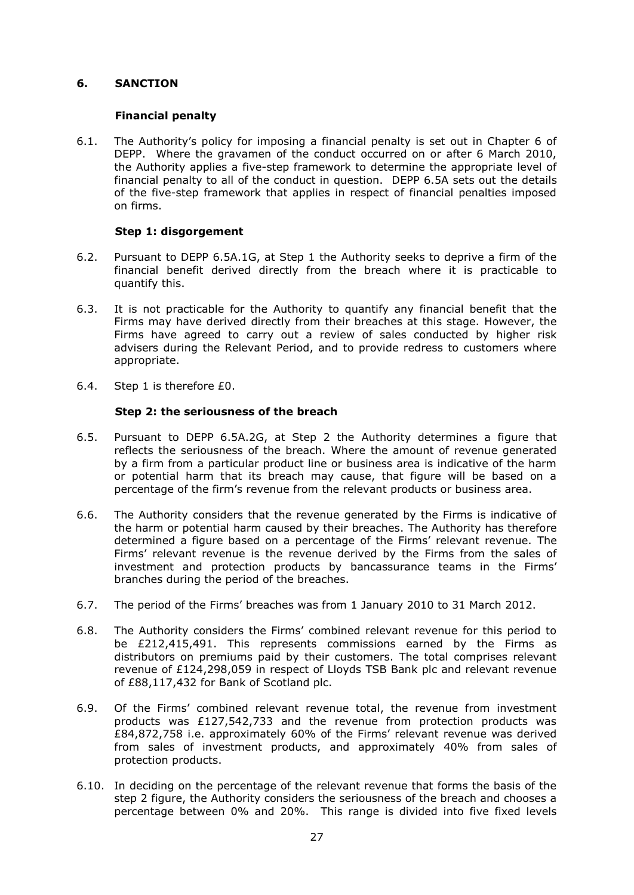## 6. SANCTION

### Financial penalty

6.1. The Authority's policy for imposing a financial penalty is set out in Chapter 6 of DEPP. Where the gravamen of the conduct occurred on or after 6 March 2010, the Authority applies a five-step framework to determine the appropriate level of financial penalty to all of the conduct in question. DEPP 6.5A sets out the details of the five-step framework that applies in respect of financial penalties imposed on firms.

### Step 1: disgorgement

6.2. Pursuant to DEPP 6.5A.1G, at Step 1 the Authority seeks to deprive a firm of the financial benefit derived directly from the breach where it is practicable to quantify this.

6.3. It is not practicable for the Authority to quantify any financial benefit that the Firms may have derived directly from their breaches at this stage. However, the Firms have agreed to carry out a review of sales conducted by higher risk advisers during the Relevant Period, and to provide redress to customers where appropriate.

6.4. Step 1 is therefore £0.

### Step 2: the seriousness of the breach

6.5. Pursuant to DEPP 6.5A.2G, at Step 2 the Authority determines a figure that reflects the seriousness of the breach. Where the amount of revenue generated by a firm from a particular product line or business area is indicative of the harm or potential harm that its breach may cause, that figure will be based on a percentage of the firm's revenue from the relevant products or business area.

6.6. The Authority considers that the revenue generated by the Firms is indicative of the harm or potential harm caused by their breaches. The Authority has therefore determined a figure based on a percentage of the Firms' relevant revenue. The Firms' relevant revenue is the revenue derived by the Firms from the sales of investment and protection products by bancassurance teams in the Firms' branches during the period of the breaches.

6.7. The period of the Firms' breaches was from 1 January 2010 to 31 March 2012.

6.8. The Authority considers the Firms' combined relevant revenue for this period to be £212,415,491. This represents commissions earned by the Firms as distributors on premiums paid by their customers. The total comprises relevant revenue of £124,298,059 in respect of Lloyds TSB Bank plc and relevant revenue of £88,117,432 for Bank of Scotland plc.

6.9. Of the Firms' combined relevant revenue total, the revenue from investment products was £127,542,733 and the revenue from protection products was £84,872,758 i.e. approximately 60% of the Firms' relevant revenue was derived from sales of investment products, and approximately 40% from sales of protection products.

6.10. In deciding on the percentage of the relevant revenue that forms the basis of the step 2 figure, the Authority considers the seriousness of the breach and chooses a percentage between 0% and 20%. This range is divided into five fixed levels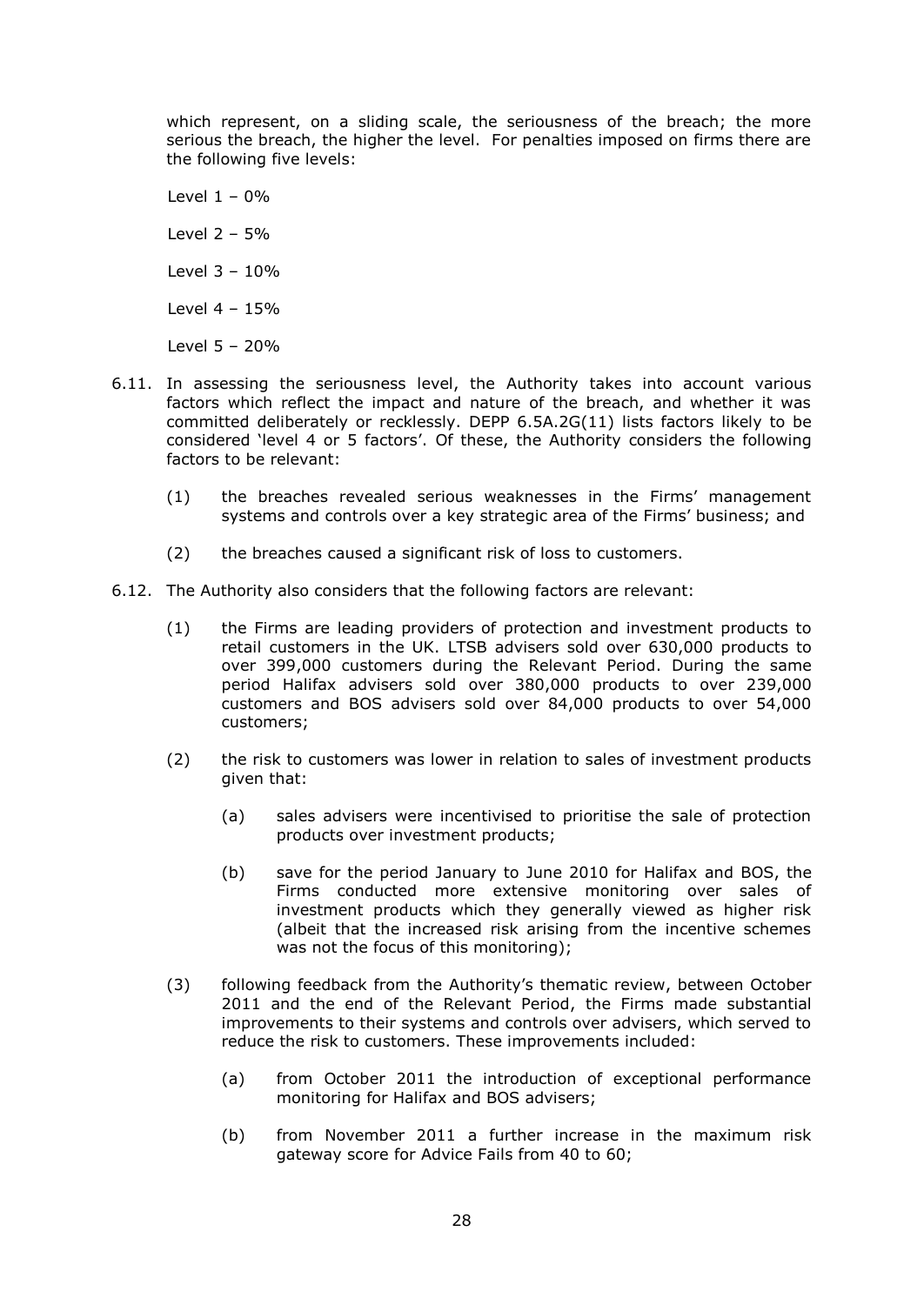which represent, on a sliding scale, the seriousness of the breach; the more serious the breach, the higher the level. For penalties imposed on firms there are the following five levels:

Level 1 – 0%

Level 2 – 5%

Level 3 – 10%

Level 4 – 15%

Level 5 – 20%

6.11. In assessing the seriousness level, the Authority takes into account various factors which reflect the impact and nature of the breach, and whether it was committed deliberately or recklessly. DEPP 6.5A.2G(11) lists factors likely to be considered 'level 4 or 5 factors'. Of these, the Authority considers the following factors to be relevant:

(1) the breaches revealed serious weaknesses in the Firms' management systems and controls over a key strategic area of the Firms' business; and

(2) the breaches caused a significant risk of loss to customers.

6.12. The Authority also considers that the following factors are relevant:

(1) the Firms are leading providers of protection and investment products to retail customers in the UK. LTSB advisers sold over 630,000 products to over 399,000 customers during the Relevant Period. During the same period Halifax advisers sold over 380,000 products to over 239,000 customers and BOS advisers sold over 84,000 products to over 54,000 customers;

(2) the risk to customers was lower in relation to sales of investment products given that:

(a) sales advisers were incentivised to prioritise the sale of protection products over investment products;

(b) save for the period January to June 2010 for Halifax and BOS, the Firms conducted more extensive monitoring over sales of investment products which they generally viewed as higher risk (albeit that the increased risk arising from the incentive schemes was not the focus of this monitoring);

(3) following feedback from the Authority's thematic review, between October 2011 and the end of the Relevant Period, the Firms made substantial improvements to their systems and controls over advisers, which served to reduce the risk to customers. These improvements included:

(a) from October 2011 the introduction of exceptional performance monitoring for Halifax and BOS advisers;

(b) from November 2011 a further increase in the maximum risk gateway score for Advice Fails from 40 to 60;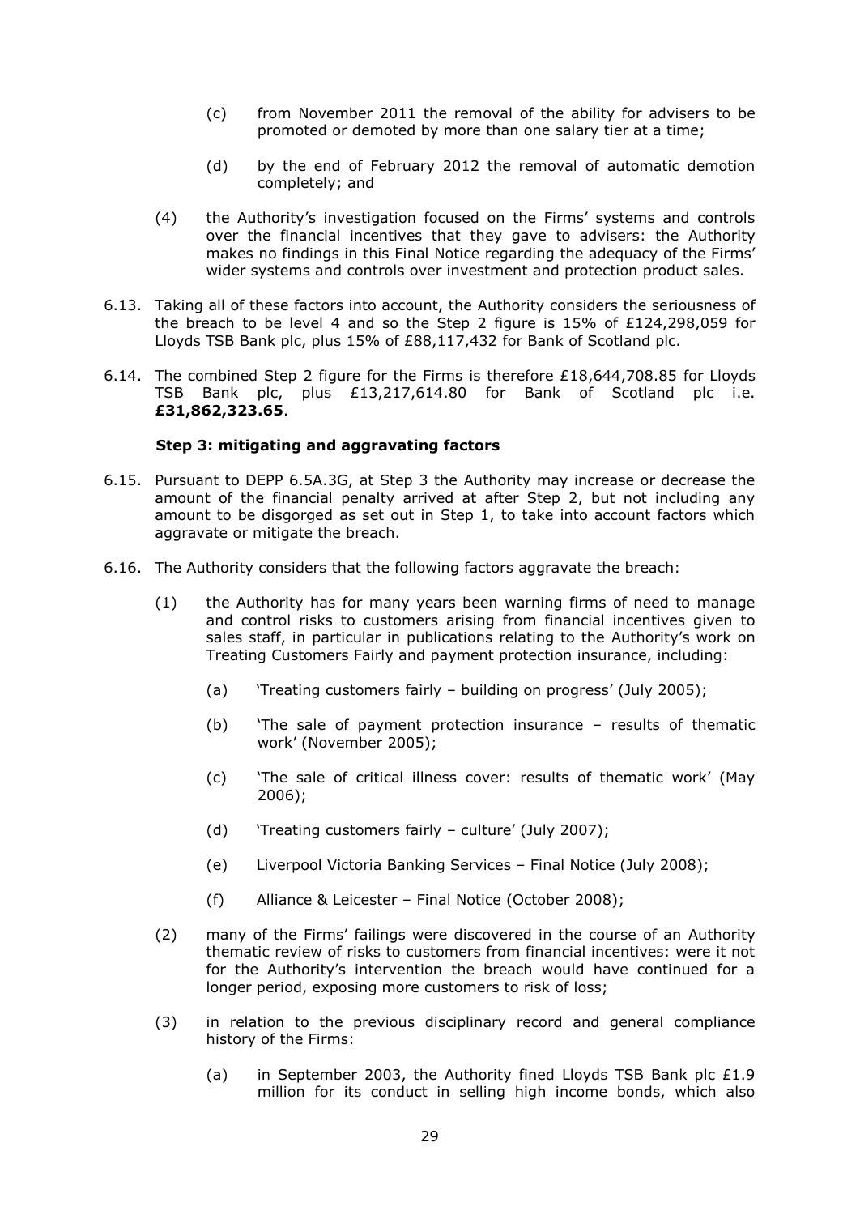(c) from November 2011 the removal of the ability for advisers to be promoted or demoted by more than one salary tier at a time;

(d) by the end of February 2012 the removal of automatic demotion completely; and

(4) the Authority's investigation focused on the Firms' systems and controls over the financial incentives that they gave to advisers: the Authority makes no findings in this Final Notice regarding the adequacy of the Firms' wider systems and controls over investment and protection product sales.

6.13. Taking all of these factors into account, the Authority considers the seriousness of the breach to be level 4 and so the Step 2 figure is 15% of £124,298,059 for Lloyds TSB Bank plc, plus 15% of £88,117,432 for Bank of Scotland plc.

6.14. The combined Step 2 figure for the Firms is therefore £18,644,708.85 for Lloyds TSB Bank plc, plus £13,217,614.80 for Bank of Scotland plc i.e. **£31,862,323.65**.

**Step 3: mitigating and aggravating factors**

6.15. Pursuant to DEPP 6.5A.3G, at Step 3 the Authority may increase or decrease the amount of the financial penalty arrived at after Step 2, but not including any amount to be disgorged as set out in Step 1, to take into account factors which aggravate or mitigate the breach.

6.16. The Authority considers that the following factors aggravate the breach:

(1) the Authority has for many years been warning firms of need to manage and control risks to customers arising from financial incentives given to sales staff, in particular in publications relating to the Authority's work on Treating Customers Fairly and payment protection insurance, including:

(a) 'Treating customers fairly – building on progress' (July 2005);

(b) 'The sale of payment protection insurance – results of thematic work' (November 2005);

(c) 'The sale of critical illness cover: results of thematic work' (May 2006);

(d) 'Treating customers fairly – culture' (July 2007);

(e) Liverpool Victoria Banking Services – Final Notice (July 2008);

(f) Alliance & Leicester – Final Notice (October 2008);

(2) many of the Firms' failings were discovered in the course of an Authority thematic review of risks to customers from financial incentives: were it not for the Authority's intervention the breach would have continued for a longer period, exposing more customers to risk of loss;

(3) in relation to the previous disciplinary record and general compliance history of the Firms:

(a) in September 2003, the Authority fined Lloyds TSB Bank plc £1.9 million for its conduct in selling high income bonds, which also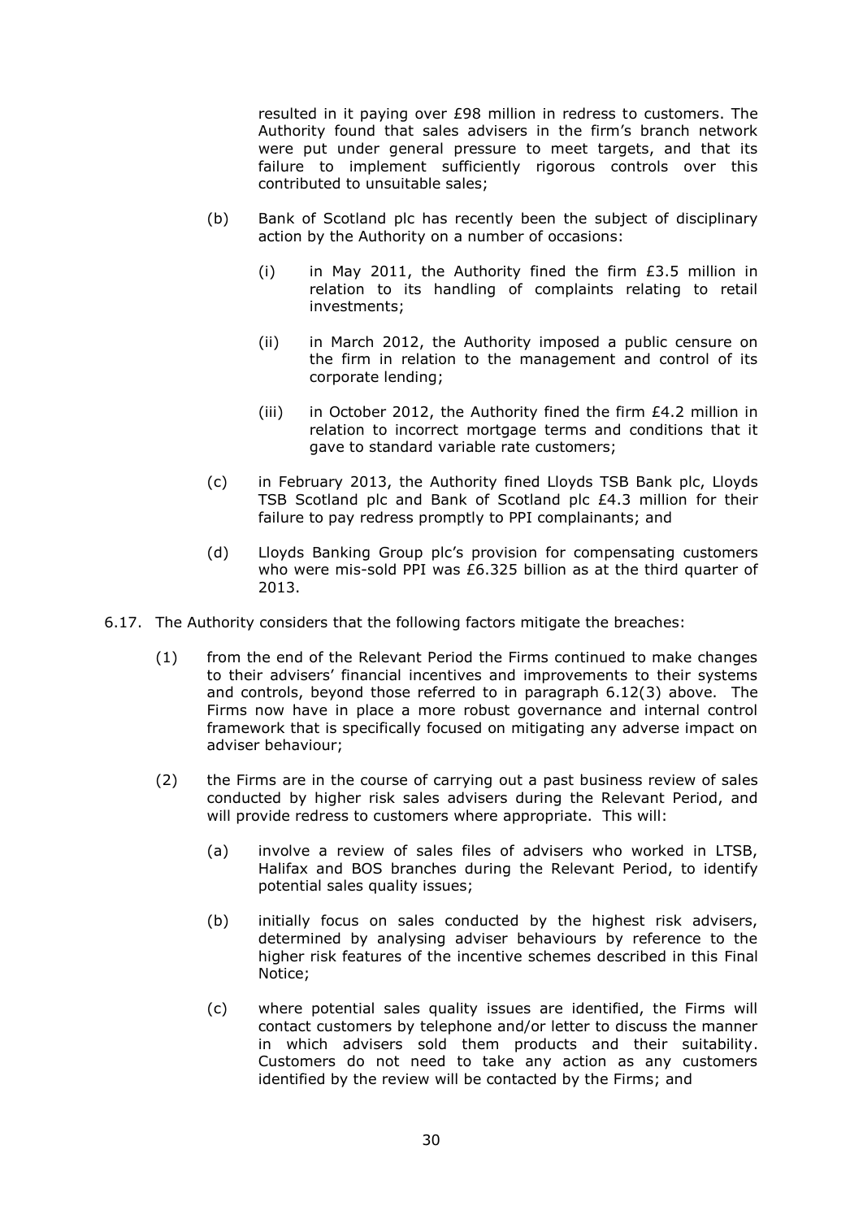resulted in it paying over £98 million in redress to customers. The Authority found that sales advisers in the firm's branch network were put under general pressure to meet targets, and that its failure to implement sufficiently rigorous controls over this contributed to unsuitable sales;

(b) Bank of Scotland plc has recently been the subject of disciplinary action by the Authority on a number of occasions:

(i) in May 2011, the Authority fined the firm £3.5 million in relation to its handling of complaints relating to retail investments;

(ii) in March 2012, the Authority imposed a public censure on the firm in relation to the management and control of its corporate lending;

(iii) in October 2012, the Authority fined the firm £4.2 million in relation to incorrect mortgage terms and conditions that it gave to standard variable rate customers;

(c) in February 2013, the Authority fined Lloyds TSB Bank plc, Lloyds TSB Scotland plc and Bank of Scotland plc £4.3 million for their failure to pay redress promptly to PPI complainants; and

(d) Lloyds Banking Group plc's provision for compensating customers who were mis-sold PPI was £6.325 billion as at the third quarter of 2013.

6.17. The Authority considers that the following factors mitigate the breaches:

(1) from the end of the Relevant Period the Firms continued to make changes to their advisers' financial incentives and improvements to their systems and controls, beyond those referred to in paragraph 6.12(3) above. The Firms now have in place a more robust governance and internal control framework that is specifically focused on mitigating any adverse impact on adviser behaviour;

(2) the Firms are in the course of carrying out a past business review of sales conducted by higher risk sales advisers during the Relevant Period, and will provide redress to customers where appropriate. This will:

(a) involve a review of sales files of advisers who worked in LTSB, Halifax and BOS branches during the Relevant Period, to identify potential sales quality issues;

(b) initially focus on sales conducted by the highest risk advisers, determined by analysing adviser behaviours by reference to the higher risk features of the incentive schemes described in this Final Notice;

(c) where potential sales quality issues are identified, the Firms will contact customers by telephone and/or letter to discuss the manner in which advisers sold them products and their suitability. Customers do not need to take any action as any customers identified by the review will be contacted by the Firms; and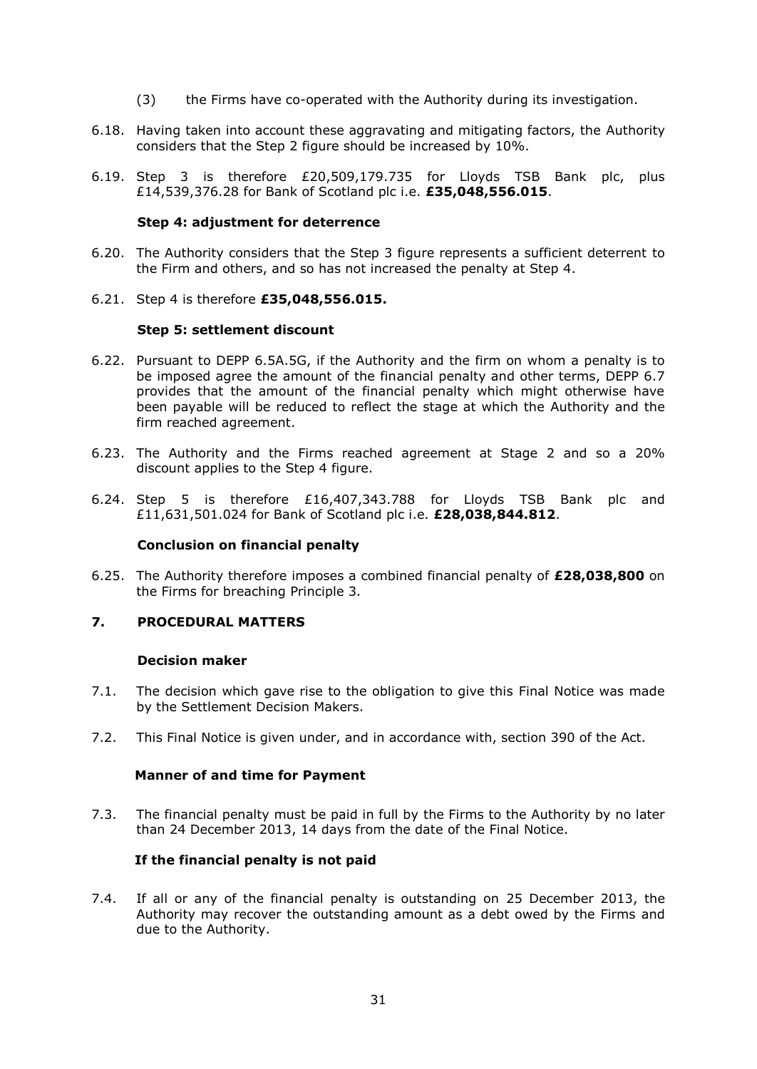(3) the Firms have co-operated with the Authority during its investigation.

6.18. Having taken into account these aggravating and mitigating factors, the Authority considers that the Step 2 figure should be increased by 10%.

6.19. Step 3 is therefore £20,509,179.735 for Lloyds TSB Bank plc, plus £14,539,376.28 for Bank of Scotland plc i.e. **£35,048,556.015**.

**Step 4: adjustment for deterrence**

6.20. The Authority considers that the Step 3 figure represents a sufficient deterrent to the Firm and others, and so has not increased the penalty at Step 4.

6.21. Step 4 is therefore **£35,048,556.015.**

**Step 5: settlement discount**

6.22. Pursuant to DEPP 6.5A.5G, if the Authority and the firm on whom a penalty is to be imposed agree the amount of the financial penalty and other terms, DEPP 6.7 provides that the amount of the financial penalty which might otherwise have been payable will be reduced to reflect the stage at which the Authority and the firm reached agreement.

6.23. The Authority and the Firms reached agreement at Stage 2 and so a 20% discount applies to the Step 4 figure.

6.24. Step 5 is therefore £16,407,343.788 for Lloyds TSB Bank plc and £11,631,501.024 for Bank of Scotland plc i.e. **£28,038,844.812**.

**Conclusion on financial penalty**

6.25. The Authority therefore imposes a combined financial penalty of **£28,038,800** on the Firms for breaching Principle 3.

## 7. PROCEDURAL MATTERS

**Decision maker**

7.1. The decision which gave rise to the obligation to give this Final Notice was made by the Settlement Decision Makers.

7.2. This Final Notice is given under, and in accordance with, section 390 of the Act.

**Manner of and time for Payment**

7.3. The financial penalty must be paid in full by the Firms to the Authority by no later than 24 December 2013, 14 days from the date of the Final Notice.

**If the financial penalty is not paid**

7.4. If all or any of the financial penalty is outstanding on 25 December 2013, the Authority may recover the outstanding amount as a debt owed by the Firms and due to the Authority.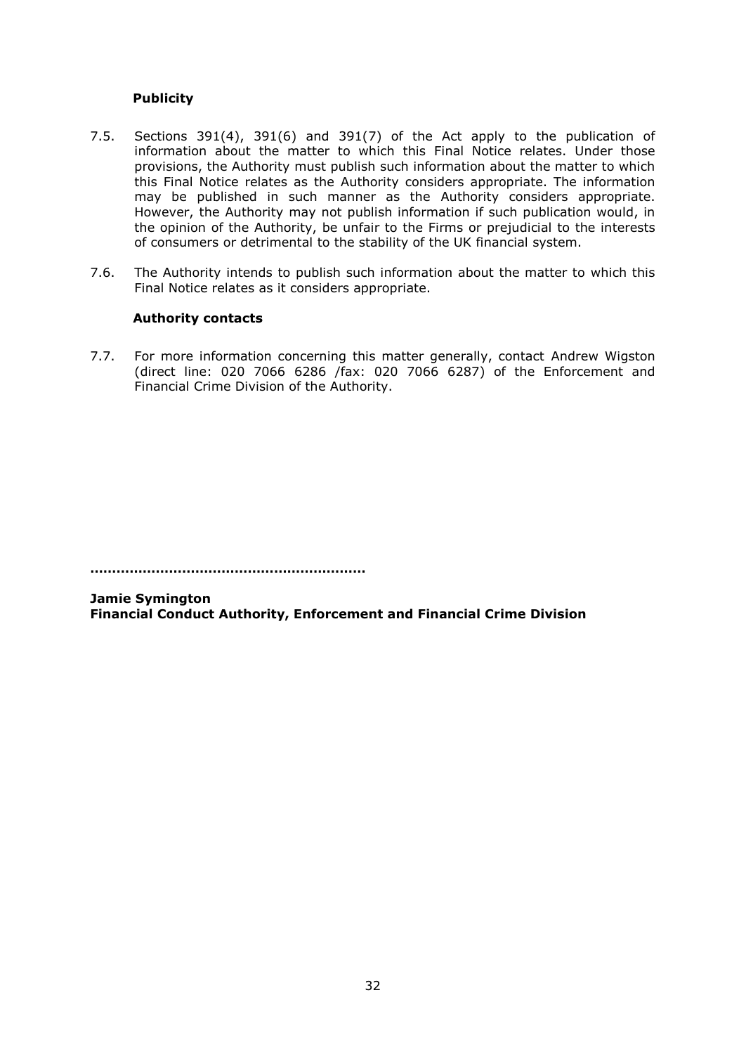**Publicity**

7.5. Sections 391(4), 391(6) and 391(7) of the Act apply to the publication of information about the matter to which this Final Notice relates. Under those provisions, the Authority must publish such information about the matter to which this Final Notice relates as the Authority considers appropriate. The information may be published in such manner as the Authority considers appropriate. However, the Authority may not publish information if such publication would, in the opinion of the Authority, be unfair to the Firms or prejudicial to the interests of consumers or detrimental to the stability of the UK financial system.

7.6. The Authority intends to publish such information about the matter to which this Final Notice relates as it considers appropriate.

**Authority contacts**

7.7. For more information concerning this matter generally, contact Andrew Wigston (direct line: 020 7066 6286 /fax: 020 7066 6287) of the Enforcement and Financial Crime Division of the Authority.

**..............................................................**

**Jamie Symington**
**Financial Conduct Authority, Enforcement and Financial Crime Division**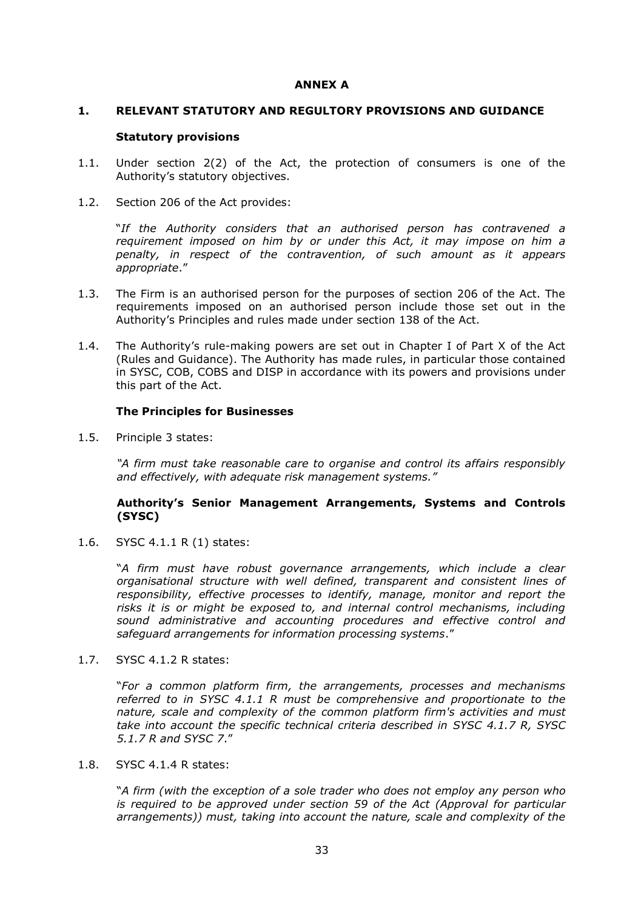## ANNEX A

### 1. RELEVANT STATUTORY AND REGULTORY PROVISIONS AND GUIDANCE

**Statutory provisions**

1.1. Under section 2(2) of the Act, the protection of consumers is one of the Authority's statutory objectives.

1.2. Section 206 of the Act provides:

"*If the Authority considers that an authorised person has contravened a requirement imposed on him by or under this Act, it may impose on him a penalty, in respect of the contravention, of such amount as it appears appropriate*."

1.3. The Firm is an authorised person for the purposes of section 206 of the Act. The requirements imposed on an authorised person include those set out in the Authority's Principles and rules made under section 138 of the Act.

1.4. The Authority's rule-making powers are set out in Chapter I of Part X of the Act (Rules and Guidance). The Authority has made rules, in particular those contained in SYSC, COB, COBS and DISP in accordance with its powers and provisions under this part of the Act.

**The Principles for Businesses**

1.5. Principle 3 states:

*"A firm must take reasonable care to organise and control its affairs responsibly and effectively, with adequate risk management systems."*

**Authority's Senior Management Arrangements, Systems and Controls (SYSC)**

1.6. SYSC 4.1.1 R (1) states:

"*A firm must have robust governance arrangements, which include a clear organisational structure with well defined, transparent and consistent lines of responsibility, effective processes to identify, manage, monitor and report the risks it is or might be exposed to, and internal control mechanisms, including sound administrative and accounting procedures and effective control and safeguard arrangements for information processing systems*."

1.7. SYSC 4.1.2 R states:

"*For a common platform firm, the arrangements, processes and mechanisms referred to in SYSC 4.1.1 R must be comprehensive and proportionate to the nature, scale and complexity of the common platform firm's activities and must take into account the specific technical criteria described in SYSC 4.1.7 R, SYSC 5.1.7 R and SYSC 7*."

1.8. SYSC 4.1.4 R states:

"*A firm (with the exception of a sole trader who does not employ any person who is required to be approved under section 59 of the Act (Approval for particular arrangements)) must, taking into account the nature, scale and complexity of the*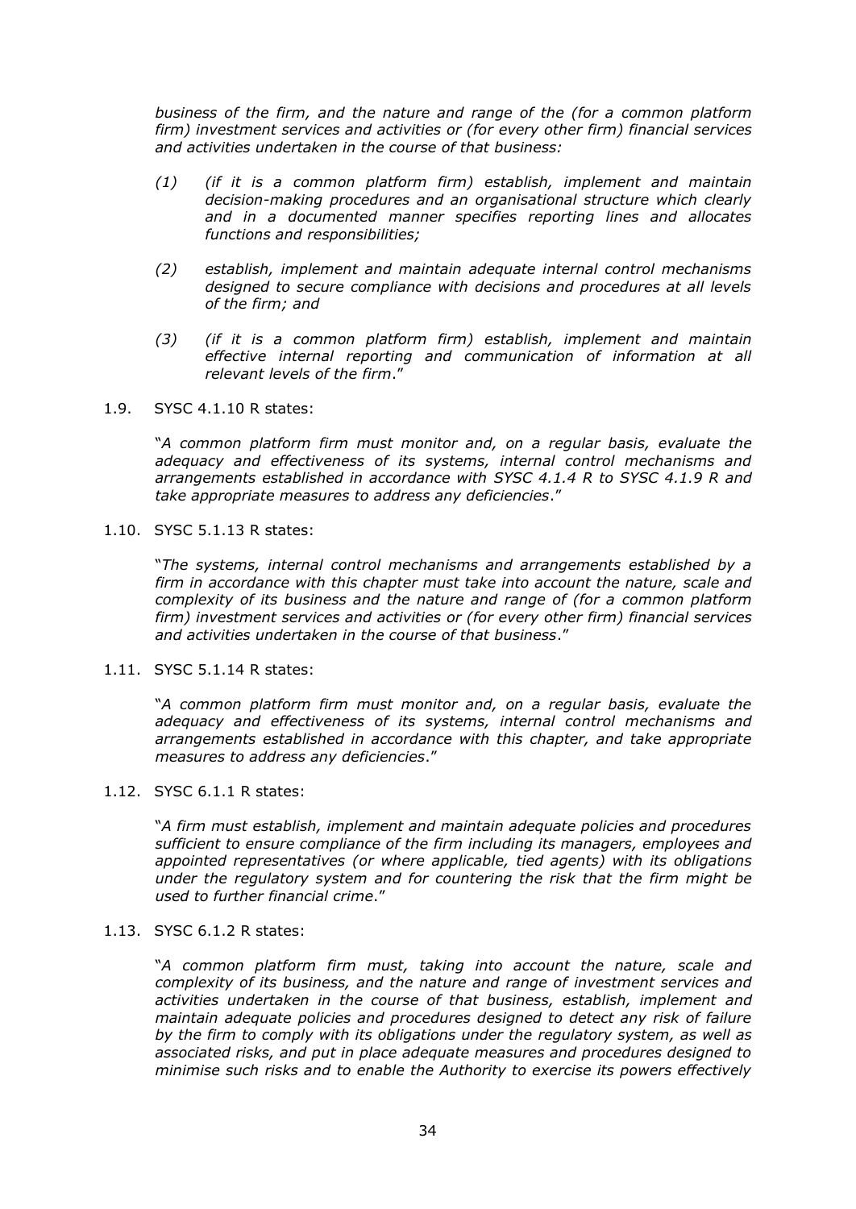*business of the firm, and the nature and range of the (for a common platform firm) investment services and activities or (for every other firm) financial services and activities undertaken in the course of that business:*

*(1) (if it is a common platform firm) establish, implement and maintain decision-making procedures and an organisational structure which clearly and in a documented manner specifies reporting lines and allocates functions and responsibilities;*

*(2) establish, implement and maintain adequate internal control mechanisms designed to secure compliance with decisions and procedures at all levels of the firm; and*

*(3) (if it is a common platform firm) establish, implement and maintain effective internal reporting and communication of information at all relevant levels of the firm*."

1.9. SYSC 4.1.10 R states:

"*A common platform firm must monitor and, on a regular basis, evaluate the adequacy and effectiveness of its systems, internal control mechanisms and arrangements established in accordance with SYSC 4.1.4 R to SYSC 4.1.9 R and take appropriate measures to address any deficiencies*."

1.10. SYSC 5.1.13 R states:

"*The systems, internal control mechanisms and arrangements established by a firm in accordance with this chapter must take into account the nature, scale and complexity of its business and the nature and range of (for a common platform firm) investment services and activities or (for every other firm) financial services and activities undertaken in the course of that business*."

1.11. SYSC 5.1.14 R states:

"*A common platform firm must monitor and, on a regular basis, evaluate the adequacy and effectiveness of its systems, internal control mechanisms and arrangements established in accordance with this chapter, and take appropriate measures to address any deficiencies*."

1.12. SYSC 6.1.1 R states:

"*A firm must establish, implement and maintain adequate policies and procedures sufficient to ensure compliance of the firm including its managers, employees and appointed representatives (or where applicable, tied agents) with its obligations under the regulatory system and for countering the risk that the firm might be used to further financial crime*."

1.13. SYSC 6.1.2 R states:

"*A common platform firm must, taking into account the nature, scale and complexity of its business, and the nature and range of investment services and activities undertaken in the course of that business, establish, implement and maintain adequate policies and procedures designed to detect any risk of failure by the firm to comply with its obligations under the regulatory system, as well as associated risks, and put in place adequate measures and procedures designed to minimise such risks and to enable the Authority to exercise its powers effectively*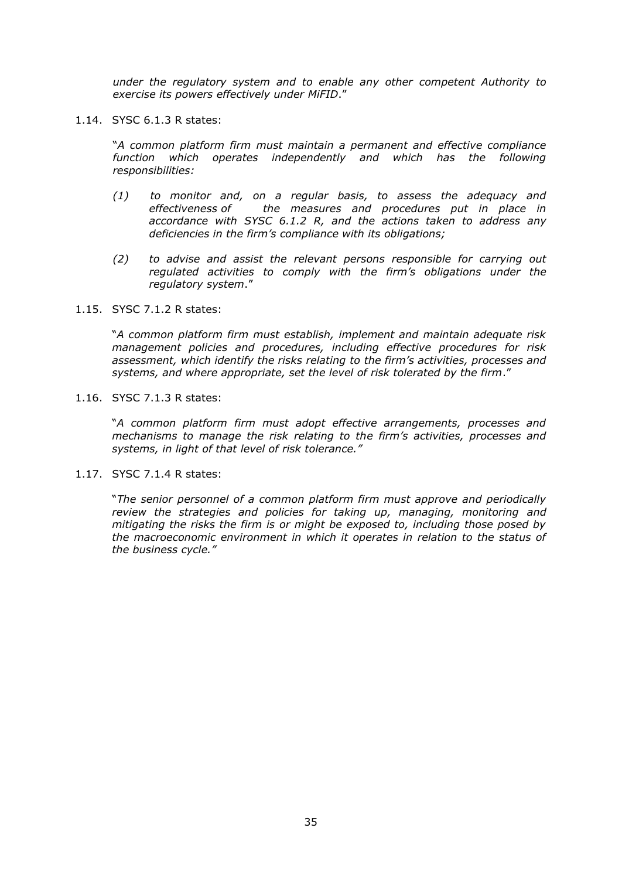*under the regulatory system and to enable any other competent Authority to exercise its powers effectively under MiFID*."

1.14. SYSC 6.1.3 R states:

"*A common platform firm must maintain a permanent and effective compliance function which operates independently and which has the following responsibilities:*

*(1) to monitor and, on a regular basis, to assess the adequacy and effectiveness of the measures and procedures put in place in accordance with SYSC 6.1.2 R, and the actions taken to address any deficiencies in the firm's compliance with its obligations;*

*(2) to advise and assist the relevant persons responsible for carrying out regulated activities to comply with the firm's obligations under the regulatory system*."

1.15. SYSC 7.1.2 R states:

"*A common platform firm must establish, implement and maintain adequate risk management policies and procedures, including effective procedures for risk assessment, which identify the risks relating to the firm's activities, processes and systems, and where appropriate, set the level of risk tolerated by the firm*."

1.16. SYSC 7.1.3 R states:

"*A common platform firm must adopt effective arrangements, processes and mechanisms to manage the risk relating to the firm's activities, processes and systems, in light of that level of risk tolerance."*

1.17. SYSC 7.1.4 R states:

"*The senior personnel of a common platform firm must approve and periodically review the strategies and policies for taking up, managing, monitoring and mitigating the risks the firm is or might be exposed to, including those posed by the macroeconomic environment in which it operates in relation to the status of the business cycle."*